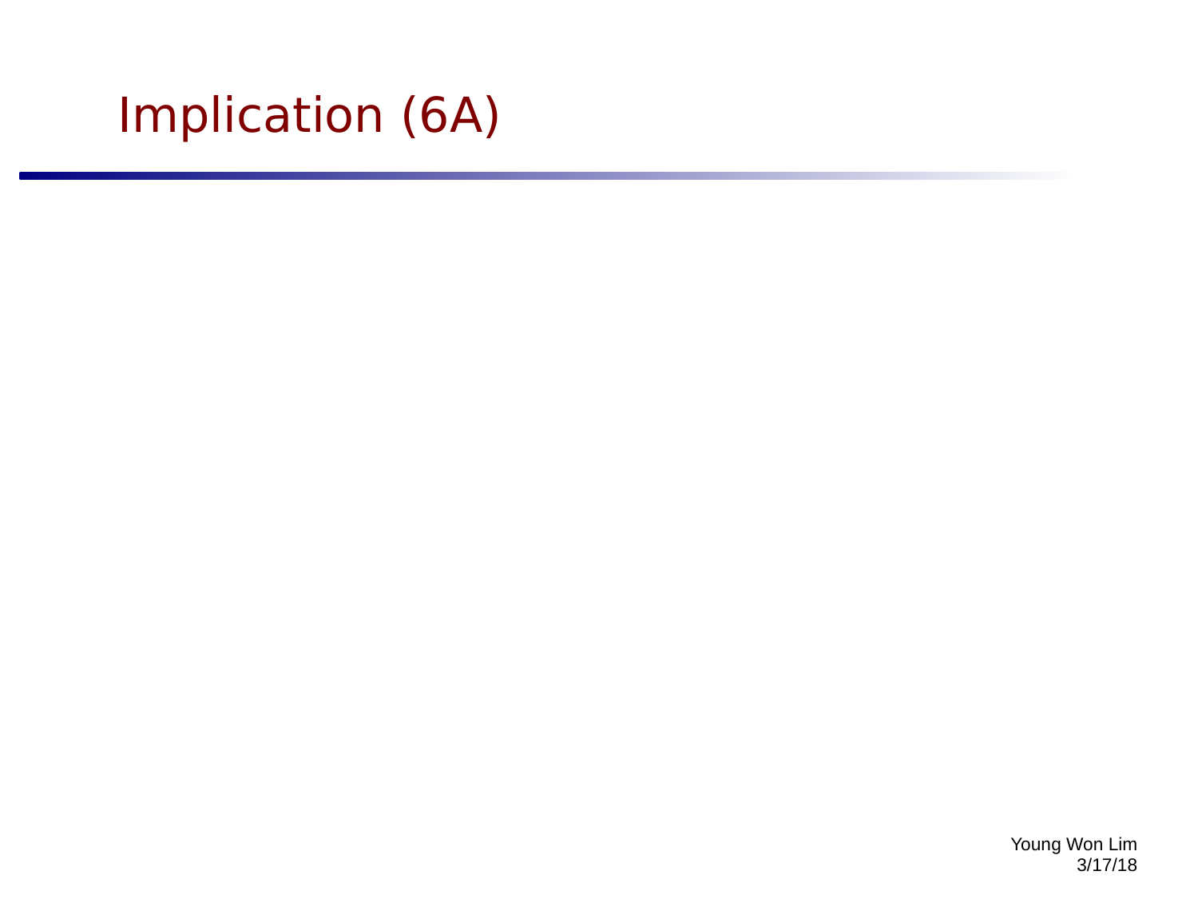# Implication (6A)

Young Won Lim
3/17/18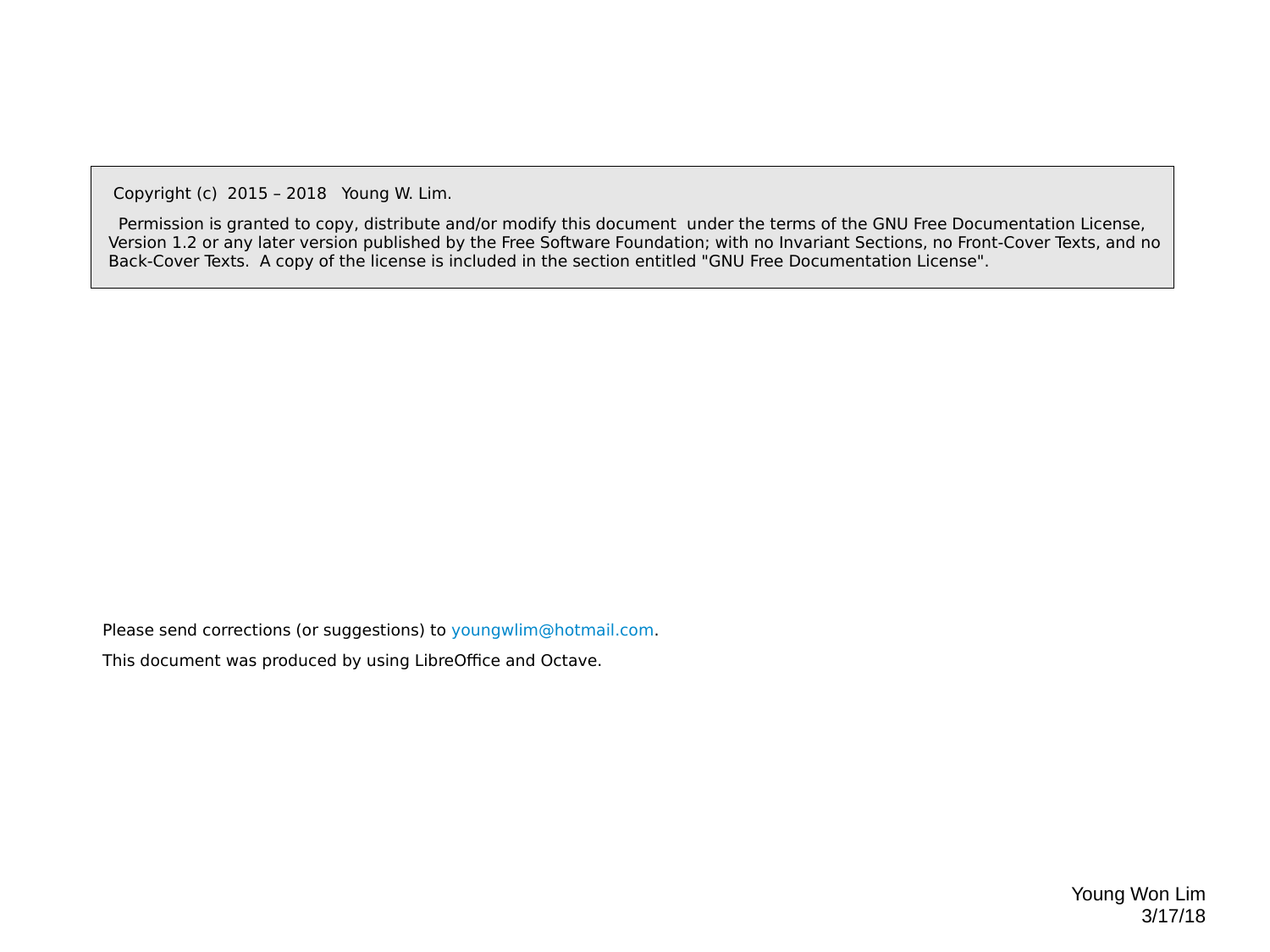Copyright (c) 2015 – 2018 Young W. Lim.

Permission is granted to copy, distribute and/or modify this document under the terms of the GNU Free Documentation License, Version 1.2 or any later version published by the Free Software Foundation; with no Invariant Sections, no Front-Cover Texts, and no Back-Cover Texts. A copy of the license is included in the section entitled "GNU Free Documentation License".

Please send corrections (or suggestions) to youngwlim@hotmail.com.

This document was produced by using LibreOffice and Octave.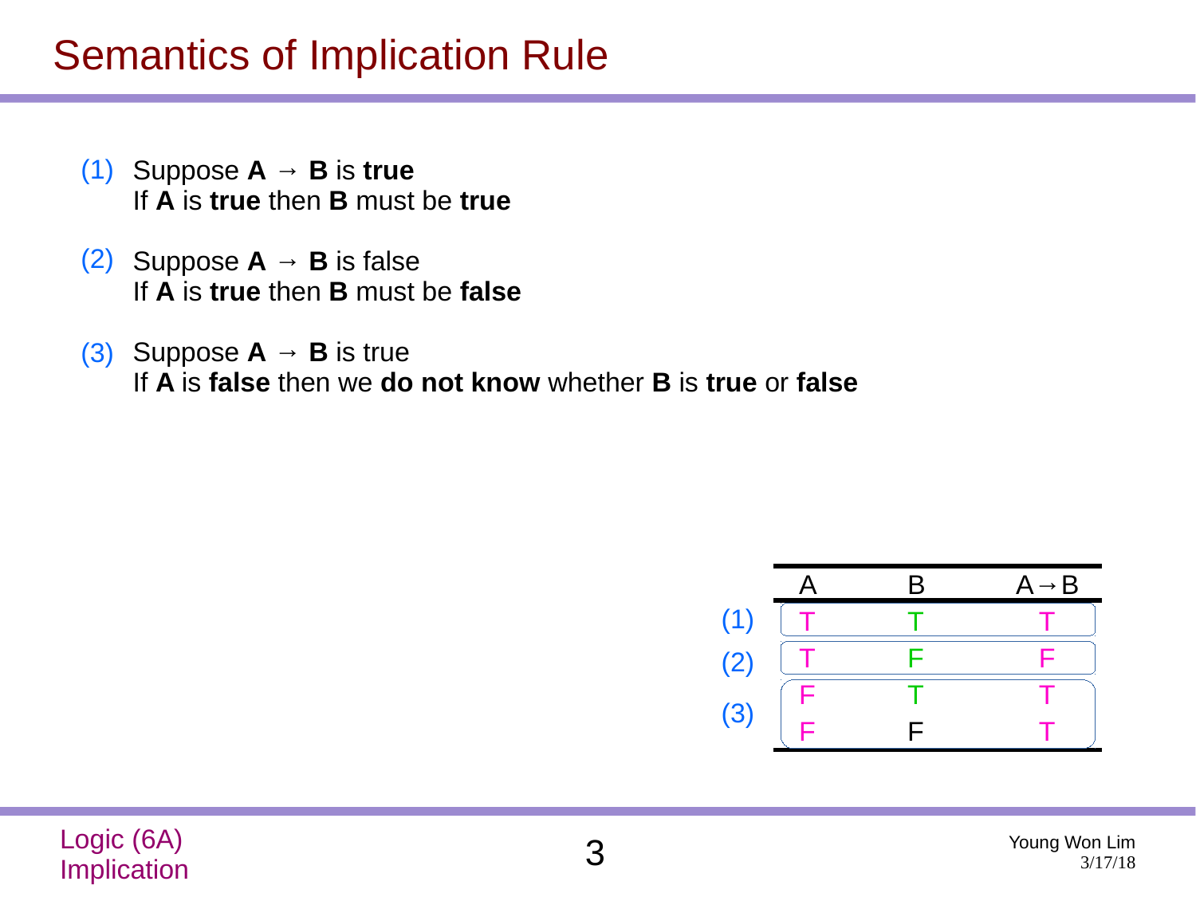# Semantics of Implication Rule

(1) Suppose **A** → **B** is **true**
If **A** is **true** then **B** must be **true**

(2) Suppose **A** → **B** is false
If **A** is **true** then **B** must be **false**

(3) Suppose **A** → **B** is true
If **A** is **false** then we **do not know** whether **B** is **true** or **false**

| | A | B | A→B |
|---|---|---|---|
| (1) | T | T | T |
| (2) | T | F | F |
| (3) | F | T | T |
| | F | F | T |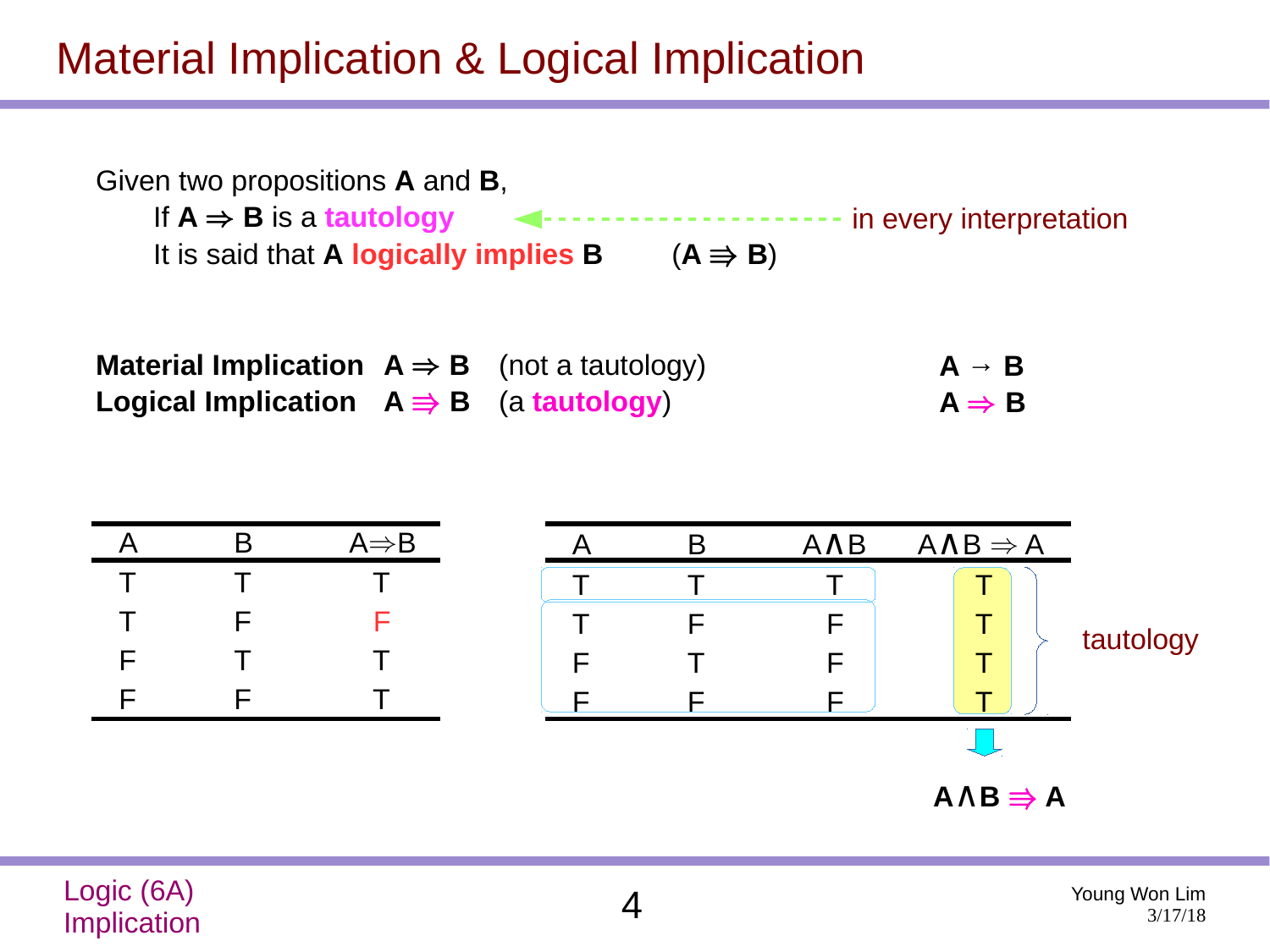# Material Implication & Logical Implication

Given two propositions **A** and **B**,

If **A** $\Rightarrow$ **B** is a **tautology** ← in every interpretation

It is said that **A logically implies B** (**A** $\Rrightarrow$ **B**)

**Material Implication** **A** $\Rightarrow$ **B** (not a tautology) **A** $\rightarrow$ **B**

**Logical Implication** **A** $\Rrightarrow$ **B** (a **tautology**) **A** $\Rightarrow$ **B**

| A | B | A⇒B |
|---|---|---|
| T | T | T |
| T | F | F |
| F | T | T |
| F | F | T |

| A | B | A∧B | A∧B ⇒ A |
|---|---|---|---|
| T | T | T | T |
| T | F | F | T |
| F | T | F | T |
| F | F | F | T |

tautology

**A∧B** $\Rrightarrow$ **A**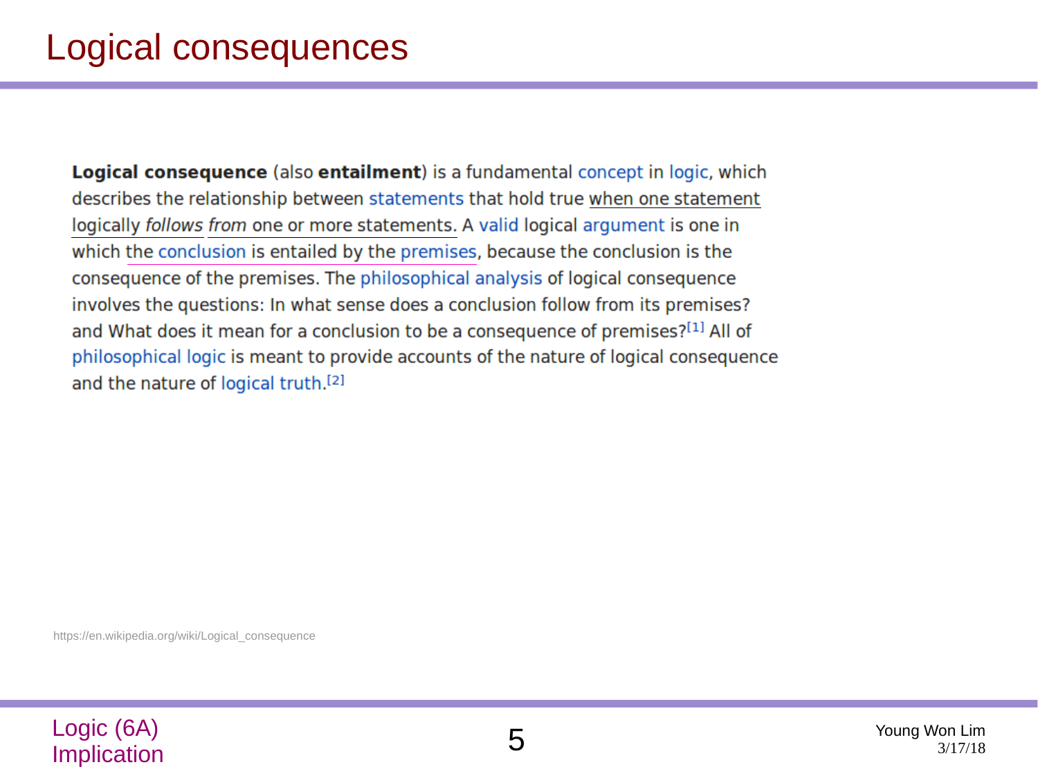# Logical consequences

**Logical consequence** (also **entailment**) is a fundamental concept in logic, which describes the relationship between statements that hold true when one statement logically *follows from* one or more statements. A valid logical argument is one in which the conclusion is entailed by the premises, because the conclusion is the consequence of the premises. The philosophical analysis of logical consequence involves the questions: In what sense does a conclusion follow from its premises? and What does it mean for a conclusion to be a consequence of premises?[1] All of philosophical logic is meant to provide accounts of the nature of logical consequence and the nature of logical truth.[2]

https://en.wikipedia.org/wiki/Logical_consequence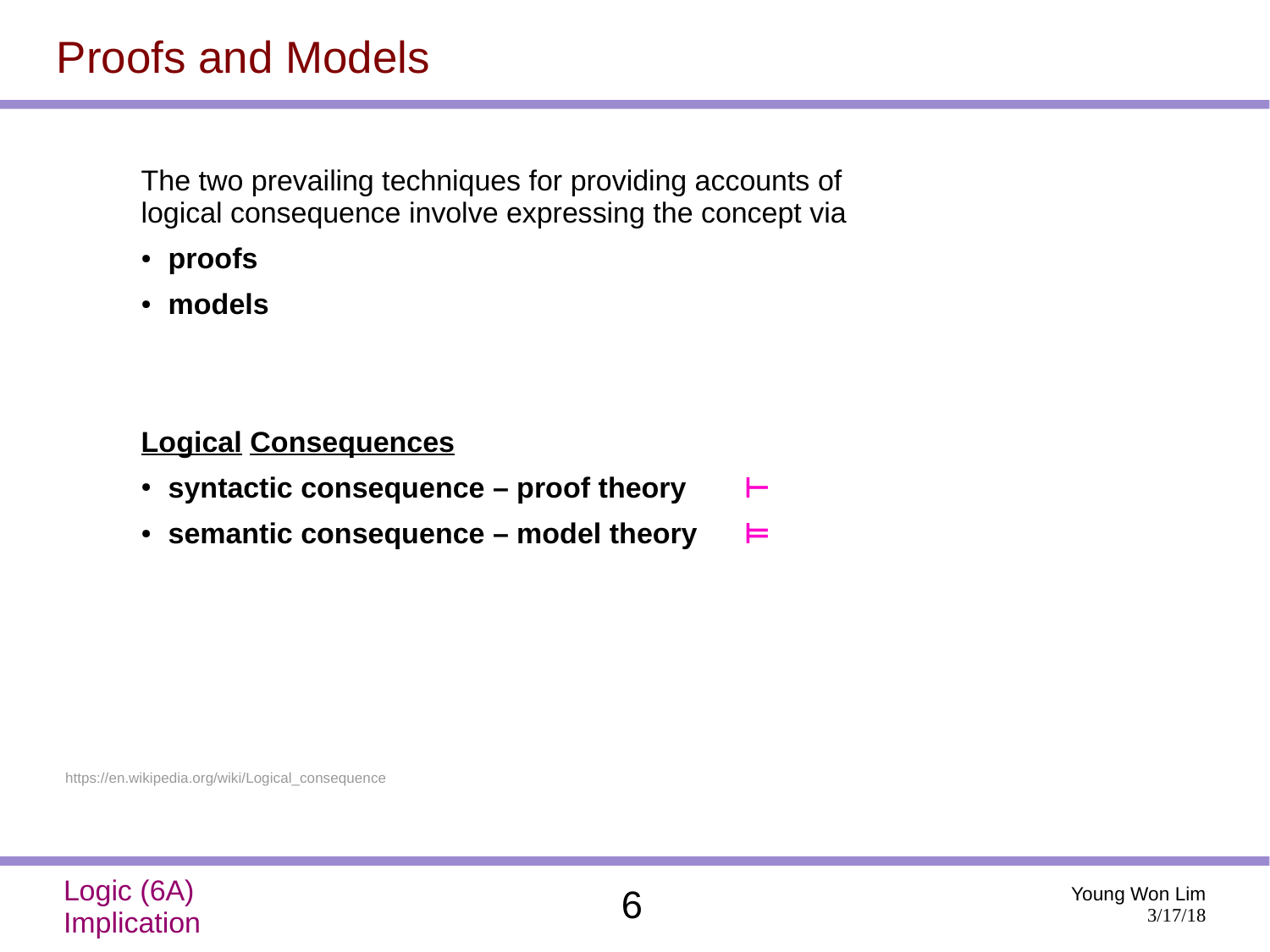# Proofs and Models

The two prevailing techniques for providing accounts of logical consequence involve expressing the concept via

- **proofs**
- **models**

**Logical Consequences**

- **syntactic consequence – proof theory** $\vdash$
- **semantic consequence – model theory** $\vDash$

https://en.wikipedia.org/wiki/Logical_consequence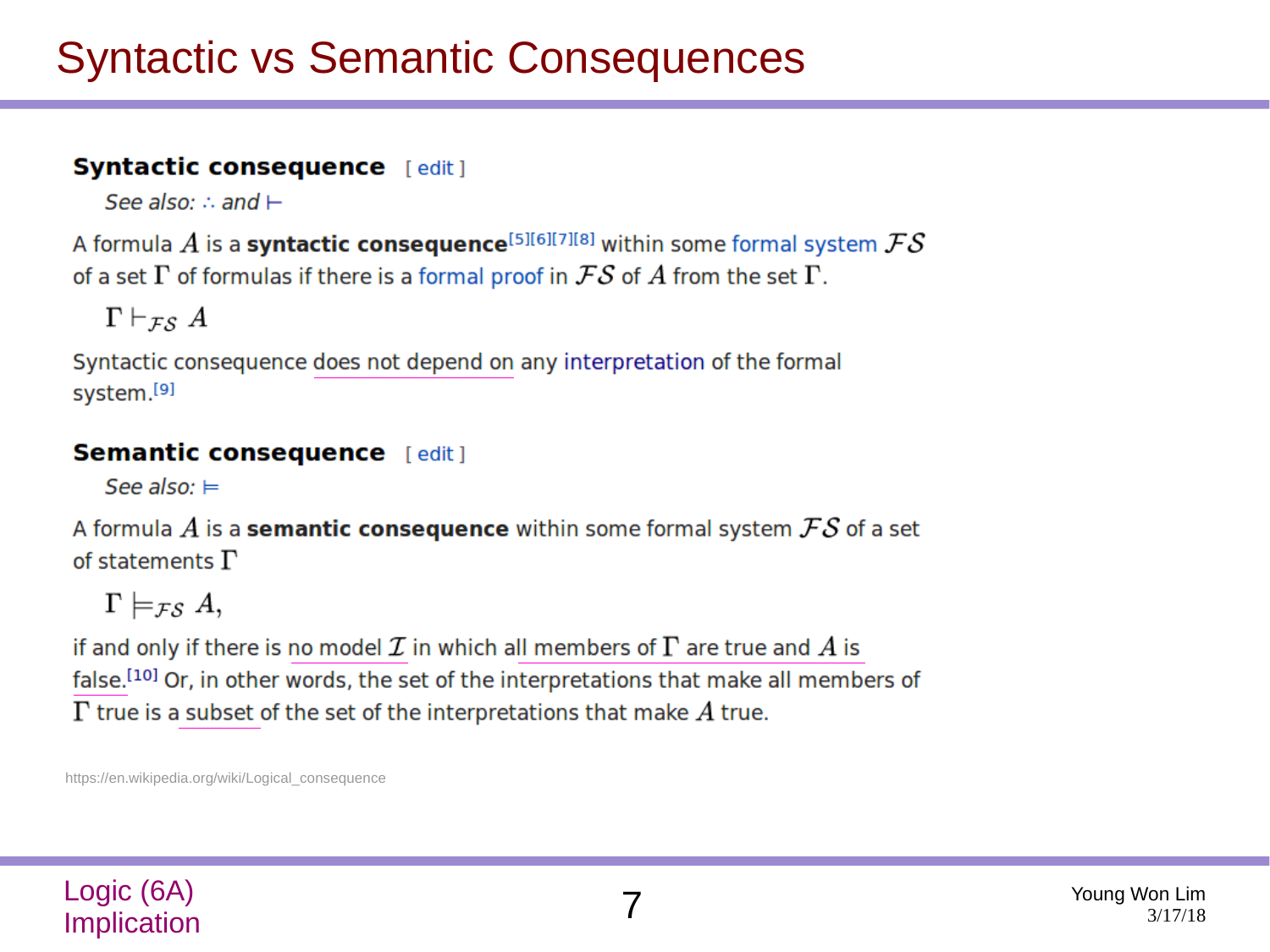# Syntactic vs Semantic Consequences

### Syntactic consequence [ edit ]

*See also: ∴ and ⊢*

A formula $A$ is a **syntactic consequence**[5][6][7][8] within some formal system $\mathcal{FS}$ of a set $\Gamma$ of formulas if there is a formal proof in $\mathcal{FS}$ of $A$ from the set $\Gamma$.

$$\Gamma \vdash_{\mathcal{FS}} A$$

Syntactic consequence does not depend on any interpretation of the formal system.[9]

### Semantic consequence [ edit ]

*See also: ⊨*

A formula $A$ is a **semantic consequence** within some formal system $\mathcal{FS}$ of a set of statements $\Gamma$

$$\Gamma \models_{\mathcal{FS}} A,$$

if and only if there is no model $\mathcal{I}$ in which all members of $\Gamma$ are true and $A$ is false.[10] Or, in other words, the set of the interpretations that make all members of $\Gamma$ true is a subset of the set of the interpretations that make $A$ true.

https://en.wikipedia.org/wiki/Logical_consequence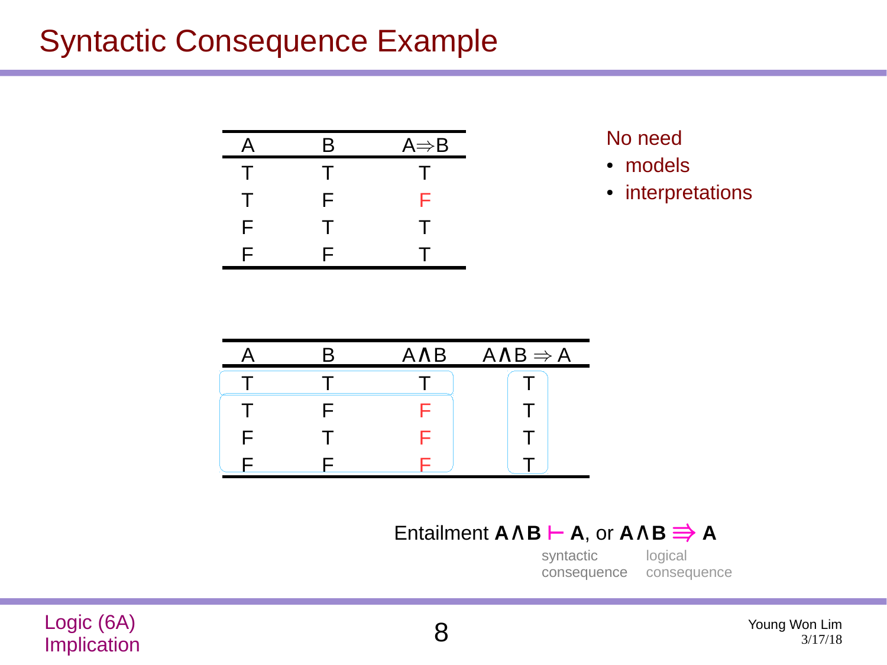# Syntactic Consequence Example

| A | B | $A \Rightarrow B$ |
|---|---|---|
| T | T | T |
| T | F | F |
| F | T | T |
| F | F | T |

No need

- models
- interpretations

| A | B | $A \land B$ | $A \land B \Rightarrow A$ |
|---|---|---|---|
| T | T | T | T |
| T | F | F | T |
| F | T | F | T |
| F | F | F | T |

Entailment $\mathbf{A \land B \vdash A}$, or $\mathbf{A \land B \Rrightarrow A}$

syntactic consequence &nbsp;&nbsp; logical consequence

Logic (6A) Implication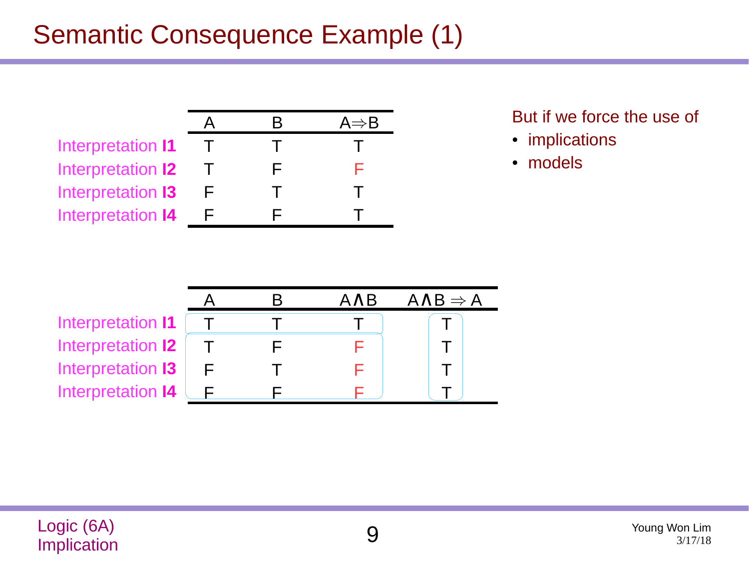# Semantic Consequence Example (1)

| | A | B | $A \Rightarrow B$ |
|---|---|---|---|
| Interpretation **I1** | T | T | T |
| Interpretation **I2** | T | F | F |
| Interpretation **I3** | F | T | T |
| Interpretation **I4** | F | F | T |

But if we force the use of

- implications
- models

| | A | B | $A \land B$ | $A \land B \Rightarrow A$ |
|---|---|---|---|---|
| Interpretation **I1** | T | T | T | T |
| Interpretation **I2** | T | F | F | T |
| Interpretation **I3** | F | T | F | T |
| Interpretation **I4** | F | F | F | T |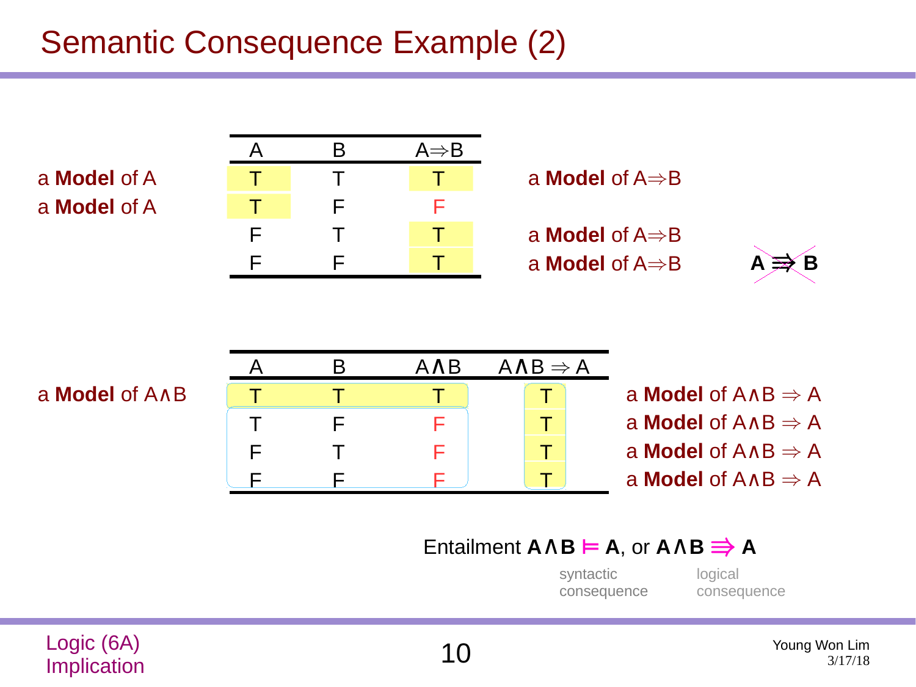# Semantic Consequence Example (2)

| | A | B | A⇒B | |
|---|---|---|---|---|
| a **Model** of A | T | T | T | a **Model** of A⇒B |
| a **Model** of A | T | F | F | |
| | F | T | T | a **Model** of A⇒B |
| | F | F | T | a **Model** of A⇒B |

**A ⇏ B**

| | A | B | A∧B | A∧B ⇒ A | |
|---|---|---|---|---|---|
| a **Model** of A∧B | T | T | T | T | a **Model** of A∧B ⇒ A |
| | T | F | F | T | a **Model** of A∧B ⇒ A |
| | F | T | F | T | a **Model** of A∧B ⇒ A |
| | F | F | F | T | a **Model** of A∧B ⇒ A |

Entailment **A∧B ⊨ A**, or **A∧B ⇛ A**

syntactic consequence — logical consequence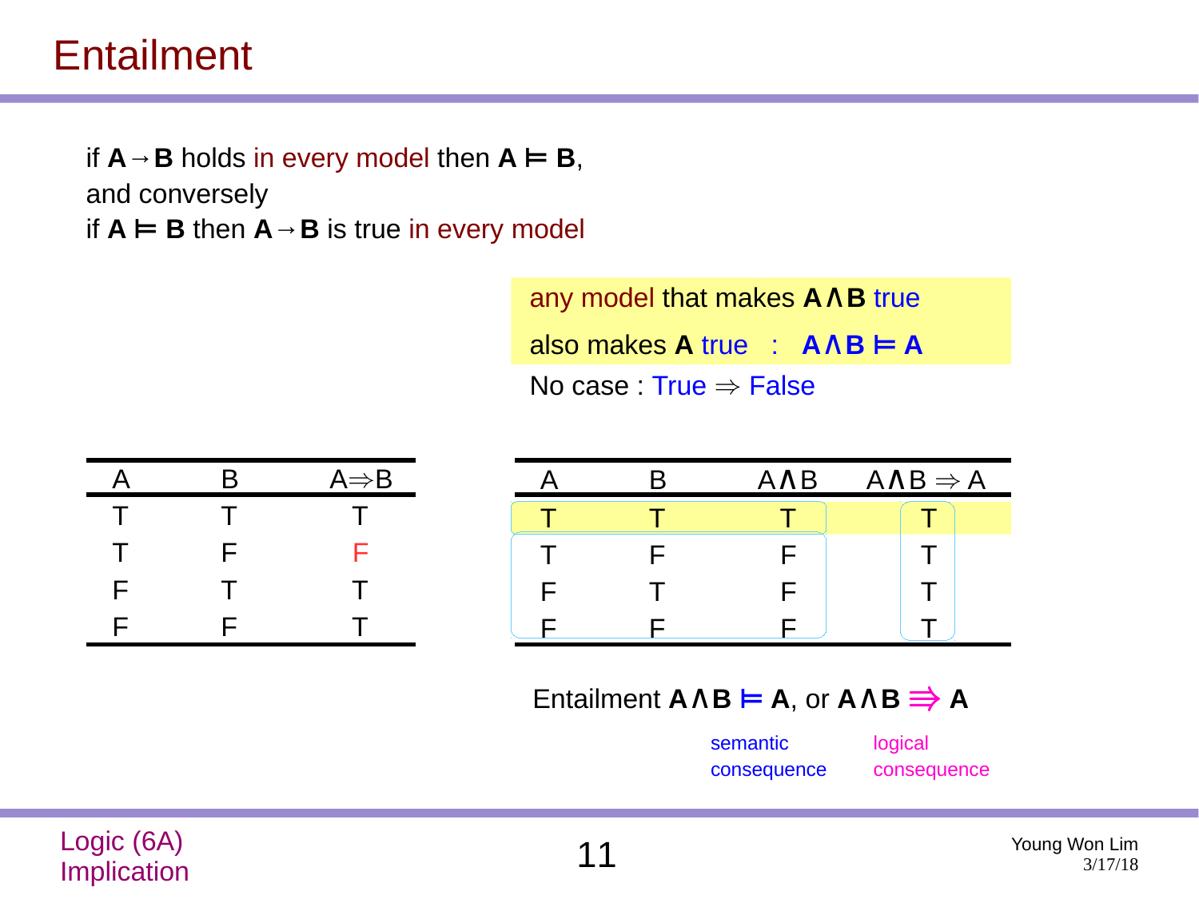# Entailment

if **A → B** holds in every model then **A ⊨ B**,
and conversely
if **A ⊨ B** then **A → B** is true in every model

any model that makes **A ∧ B** true
also makes **A** true : **A ∧ B ⊨ A**

No case : True ⇒ False

| A | B | A⇒B |
|---|---|---|
| T | T | T |
| T | F | F |
| F | T | T |
| F | F | T |

| A | B | A∧B | A∧B ⇒ A |
|---|---|---|---|
| T | T | T | T |
| T | F | F | T |
| F | T | F | T |
| F | F | F | T |

Entailment **A ∧ B ⊨ A**, or **A ∧ B ⇛ A**

semantic consequence (⊨)    logical consequence (⇛)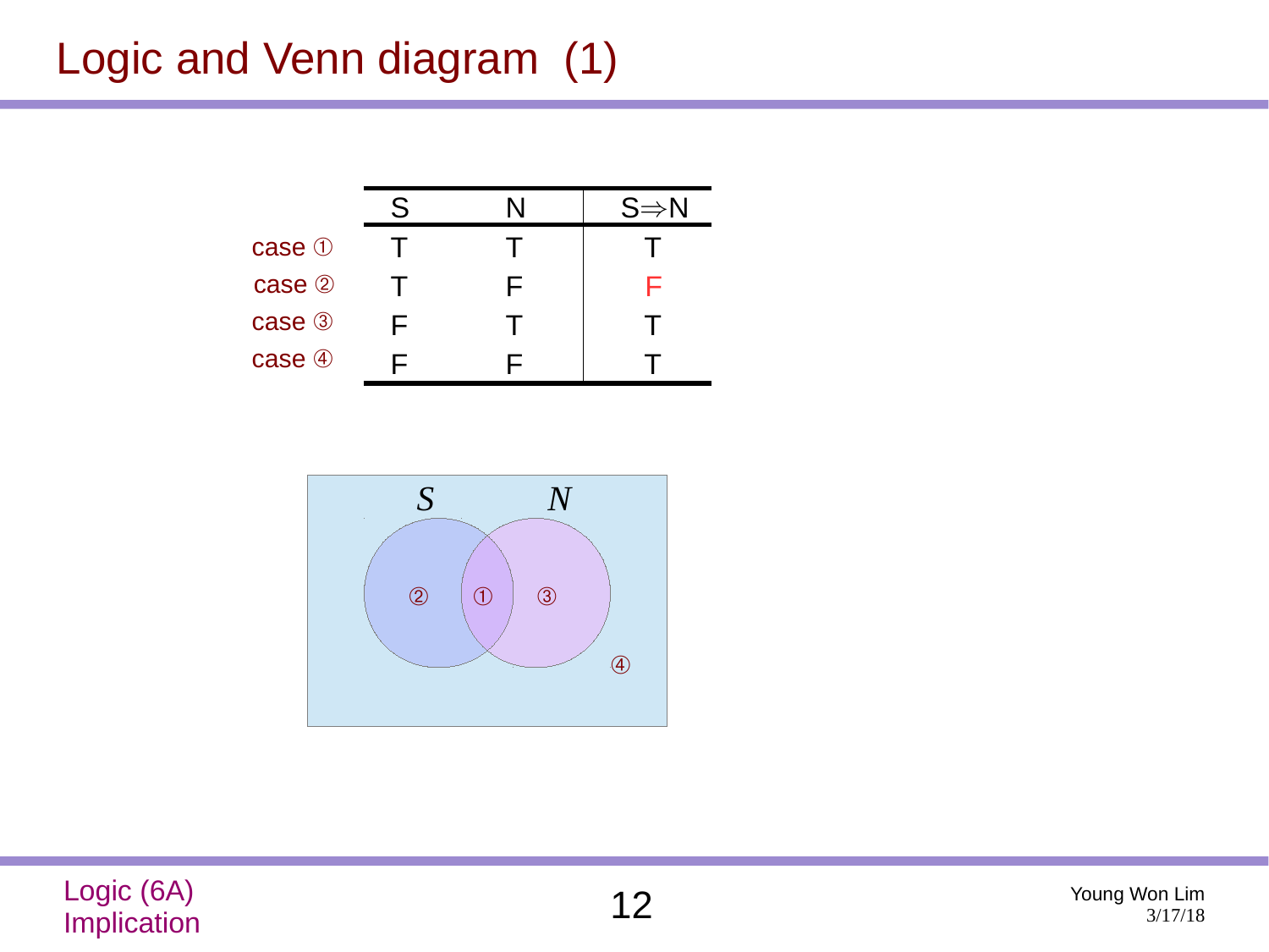# Logic and Venn diagram (1)

| | S | N | S⇒N |
|---|---|---|---|
| case ① | T | T | T |
| case ② | T | F | F |
| case ③ | F | T | T |
| case ④ | F | F | T |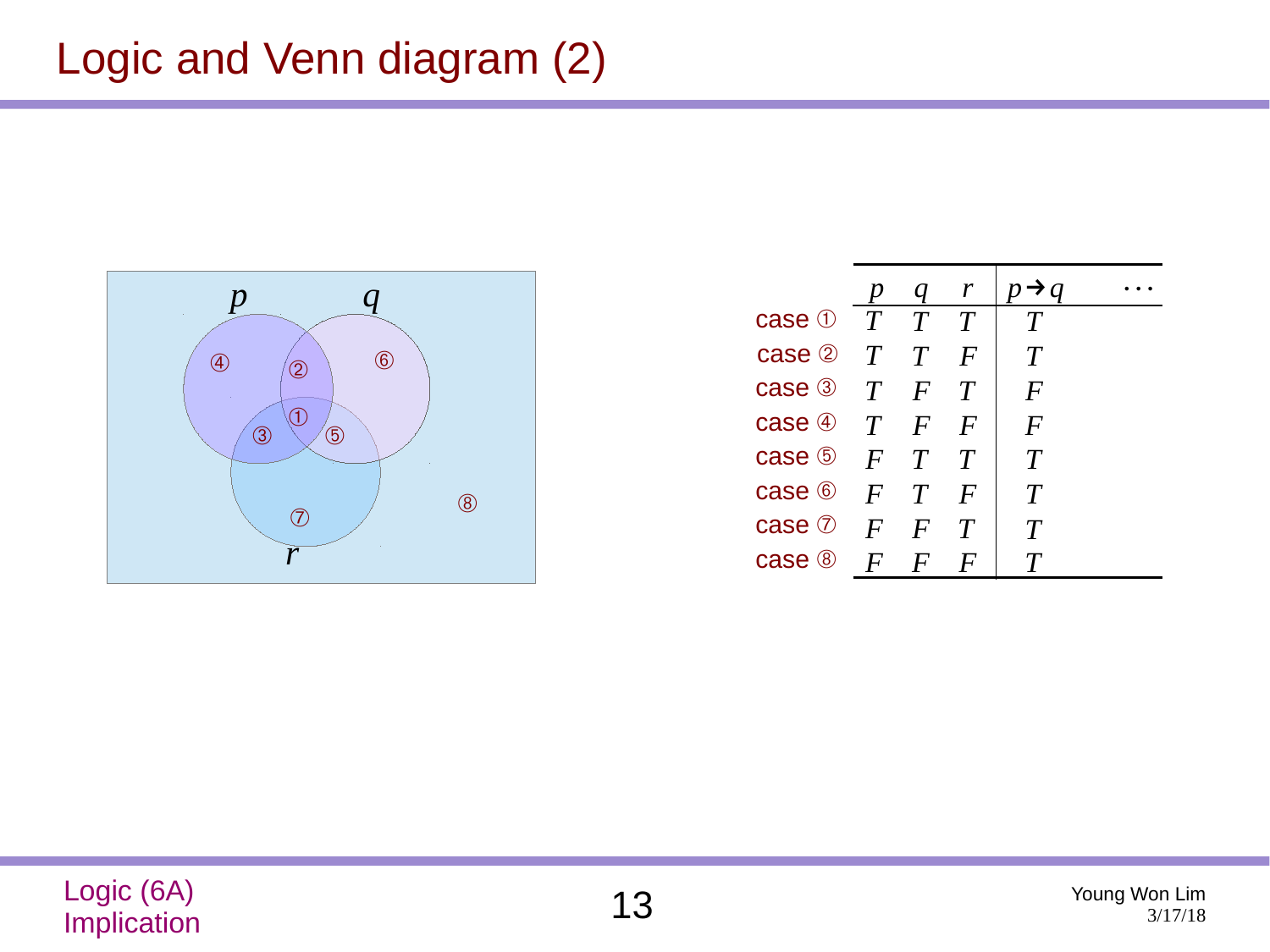# Logic and Venn diagram (2)

| | $p$ | $q$ | $r$ | $p \rightarrow q$ | $\cdots$ |
|---|---|---|---|---|---|
| case ① | $T$ | $T$ | $T$ | $T$ | |
| case ② | $T$ | $T$ | $F$ | $T$ | |
| case ③ | $T$ | $F$ | $T$ | $F$ | |
| case ④ | $T$ | $F$ | $F$ | $F$ | |
| case ⑤ | $F$ | $T$ | $T$ | $T$ | |
| case ⑥ | $F$ | $T$ | $F$ | $T$ | |
| case ⑦ | $F$ | $F$ | $T$ | $T$ | |
| case ⑧ | $F$ | $F$ | $F$ | $T$ | |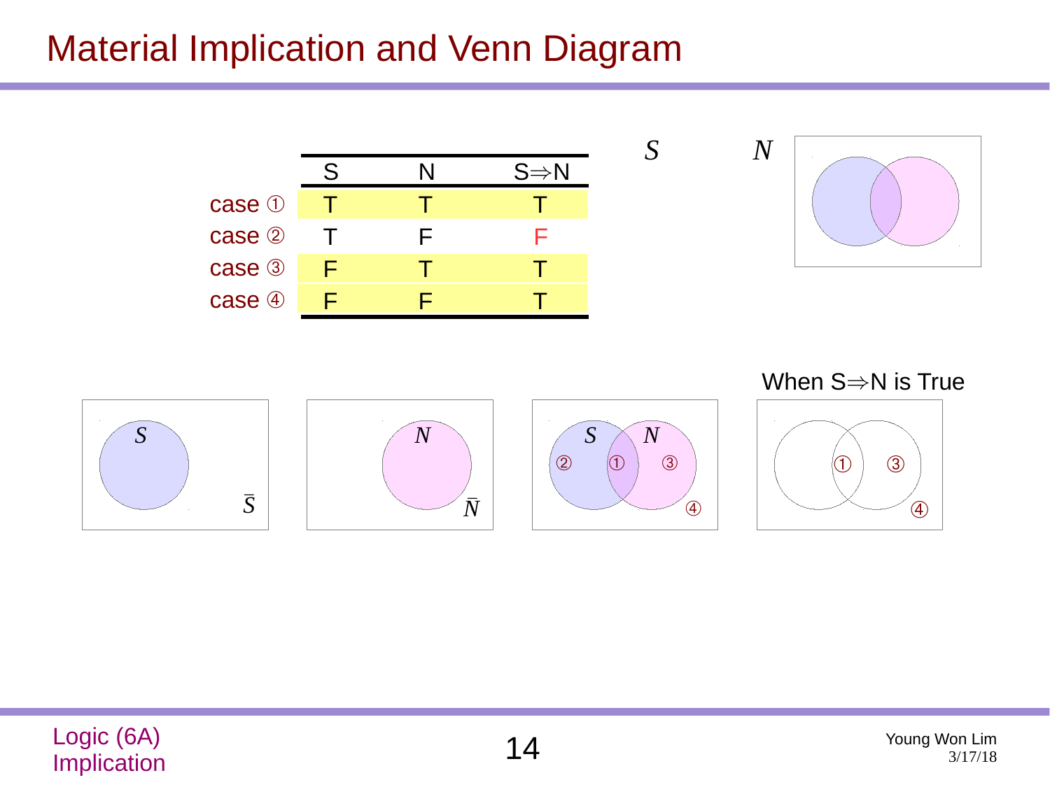# Material Implication and Venn Diagram

| | S | N | S⇒N |
|---|---|---|---|
| case ① | T | T | T |
| case ② | T | F | F |
| case ③ | F | T | T |
| case ④ | F | F | T |

$S$ $N$

$S$ $\bar{S}$

$N$ $\bar{N}$

$S$ $N$ ② ① ③ ④

When S⇒N is True

① ③ ④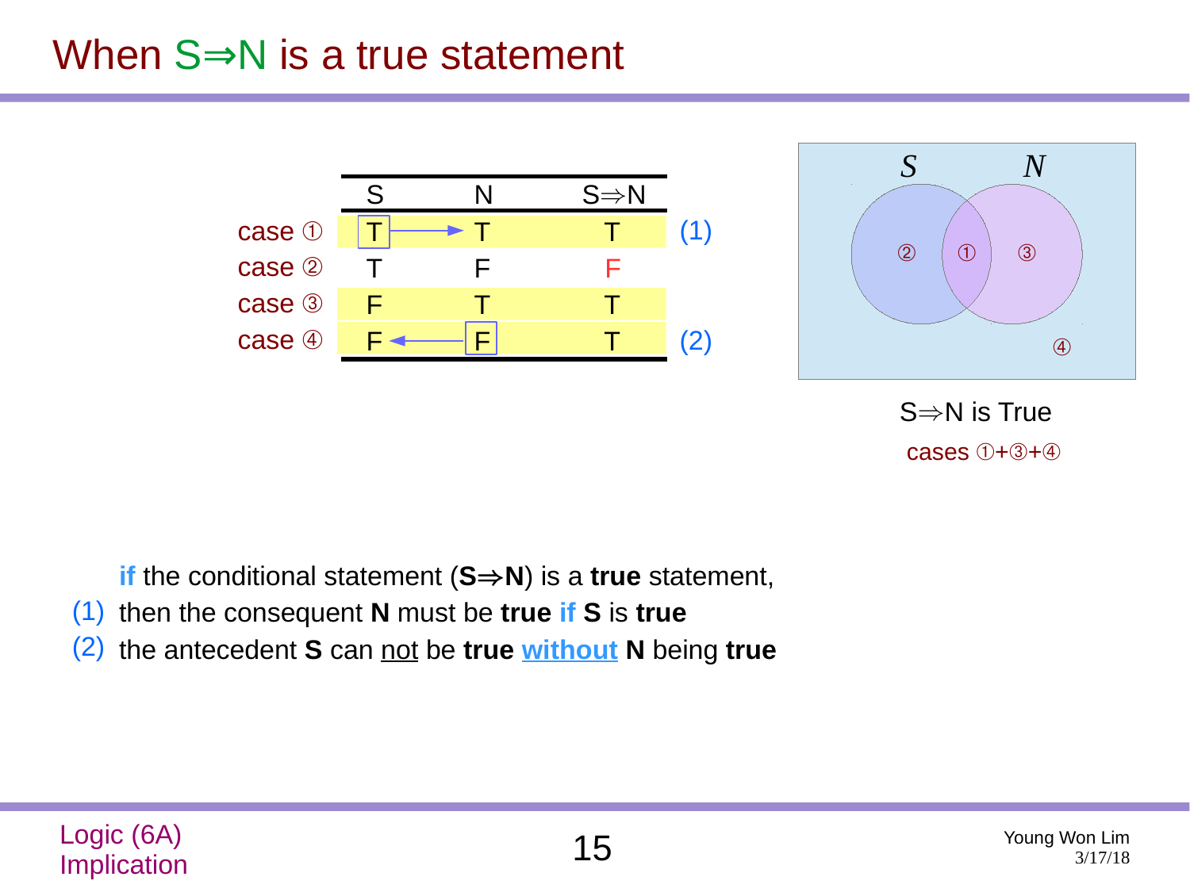# When S⇒N is a true statement

| | S | N | S⇒N | |
|---|---|---|---|---|
| case ① | T | T | T | (1) |
| case ② | T | F | F | |
| case ③ | F | T | T | |
| case ④ | F | F | T | (2) |

S⇒N is True

cases ①+③+④

**if** the conditional statement (**S⇒N**) is a **true** statement,

(1) then the consequent **N** must be **true** **if** **S** is **true**

(2) the antecedent **S** can not be **true** **without** **N** being **true**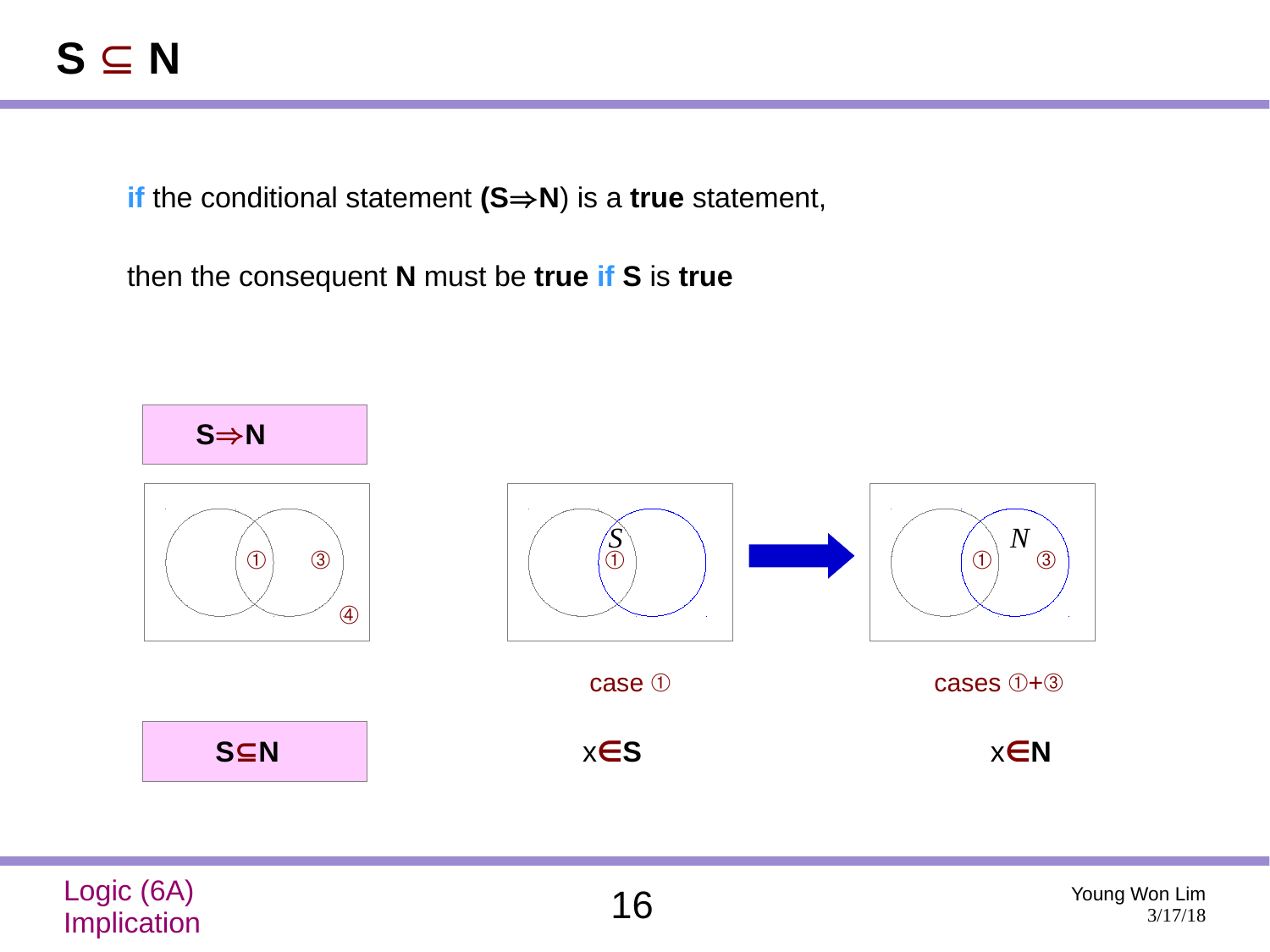# S ⊆ N

**if** the conditional statement **(S⇒N)** is a **true** statement,

then the consequent **N** must be **true** **if** **S** is **true**

**S⇒N**

①  ③  ④

*S* ①

*N* ① ③

case ①

cases ①+③

**S⊆N**

x∈**S**

x∈**N**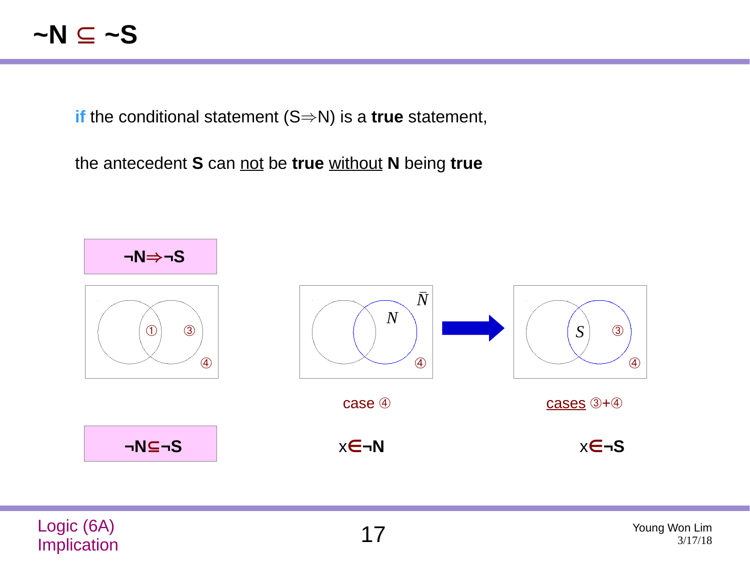# ~N ⊆ ~S

**if** the conditional statement (S⇒N) is a **true** statement,

the antecedent **S** can not be **true** without **N** being **true**

**¬N⇒¬S**

①  ③  ④

$\bar{N}$  $N$  ④

$S$  ③  ④

case ④

cases ③+④

**¬N⊆¬S**

x∈¬N

x∈¬S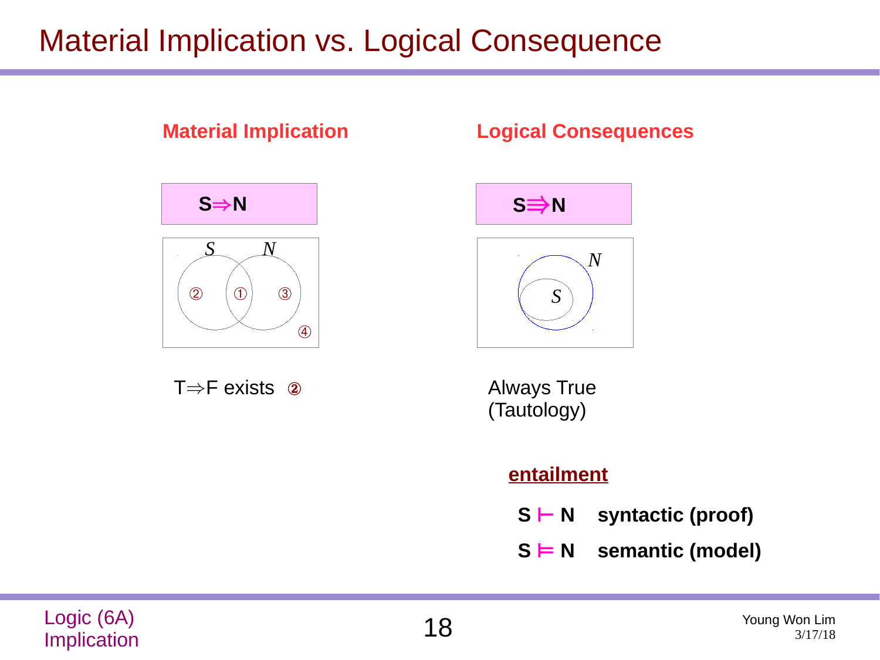# Material Implication vs. Logical Consequence

## Material Implication

**S⇒N**

T⇒F exists ②

## Logical Consequences

**S⇛N**

Always True
(Tautology)

**entailment**

**S ⊢ N syntactic (proof)**

**S ⊨ N semantic (model)**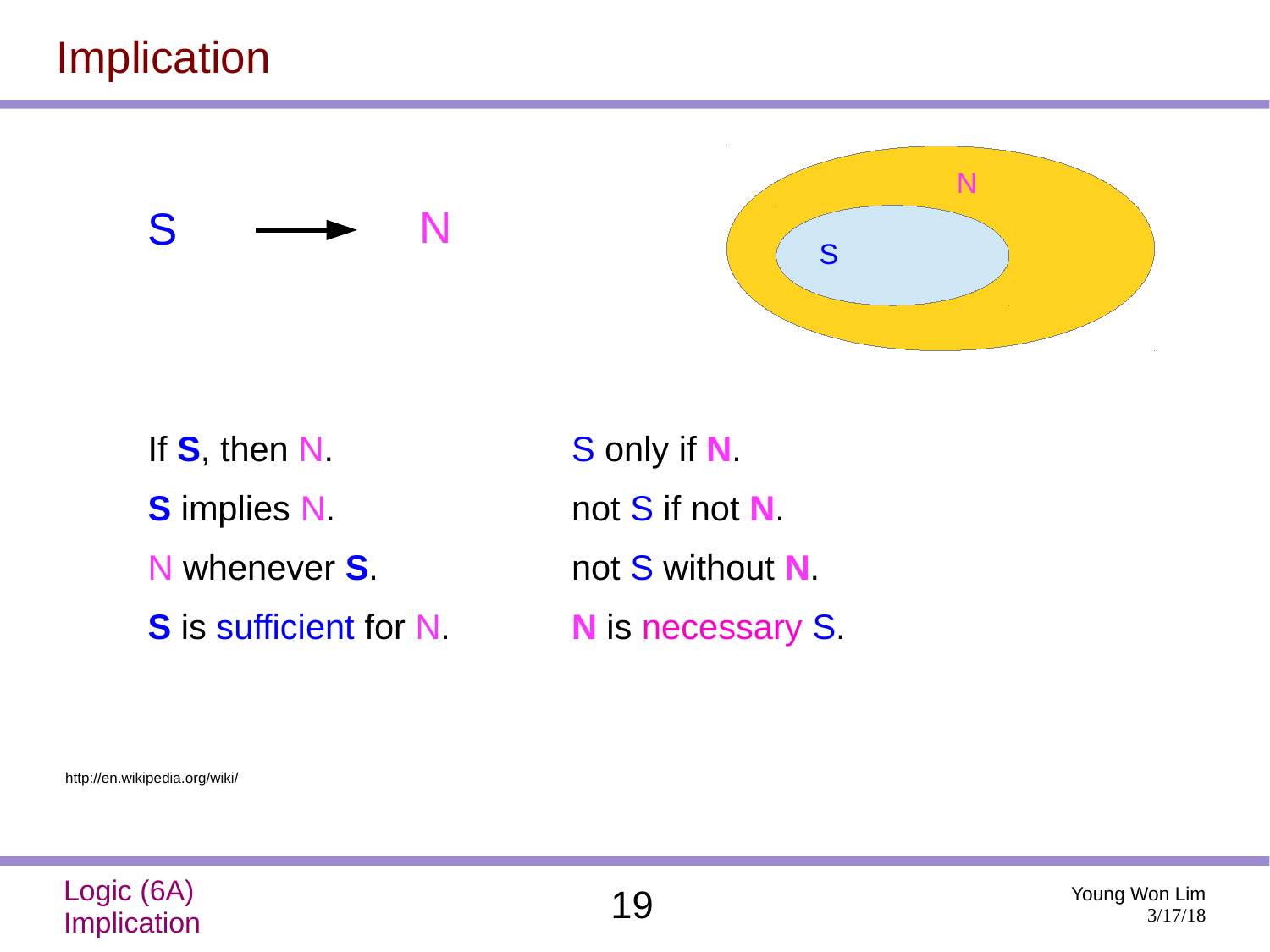# Implication

S ⟶ N

| | |
|---|---|
| If **S**, then N. | S only if **N**. |
| **S** implies N. | not S if not **N**. |
| N whenever **S**. | not S without **N**. |
| **S** is sufficient for N. | **N** is necessary S. |

http://en.wikipedia.org/wiki/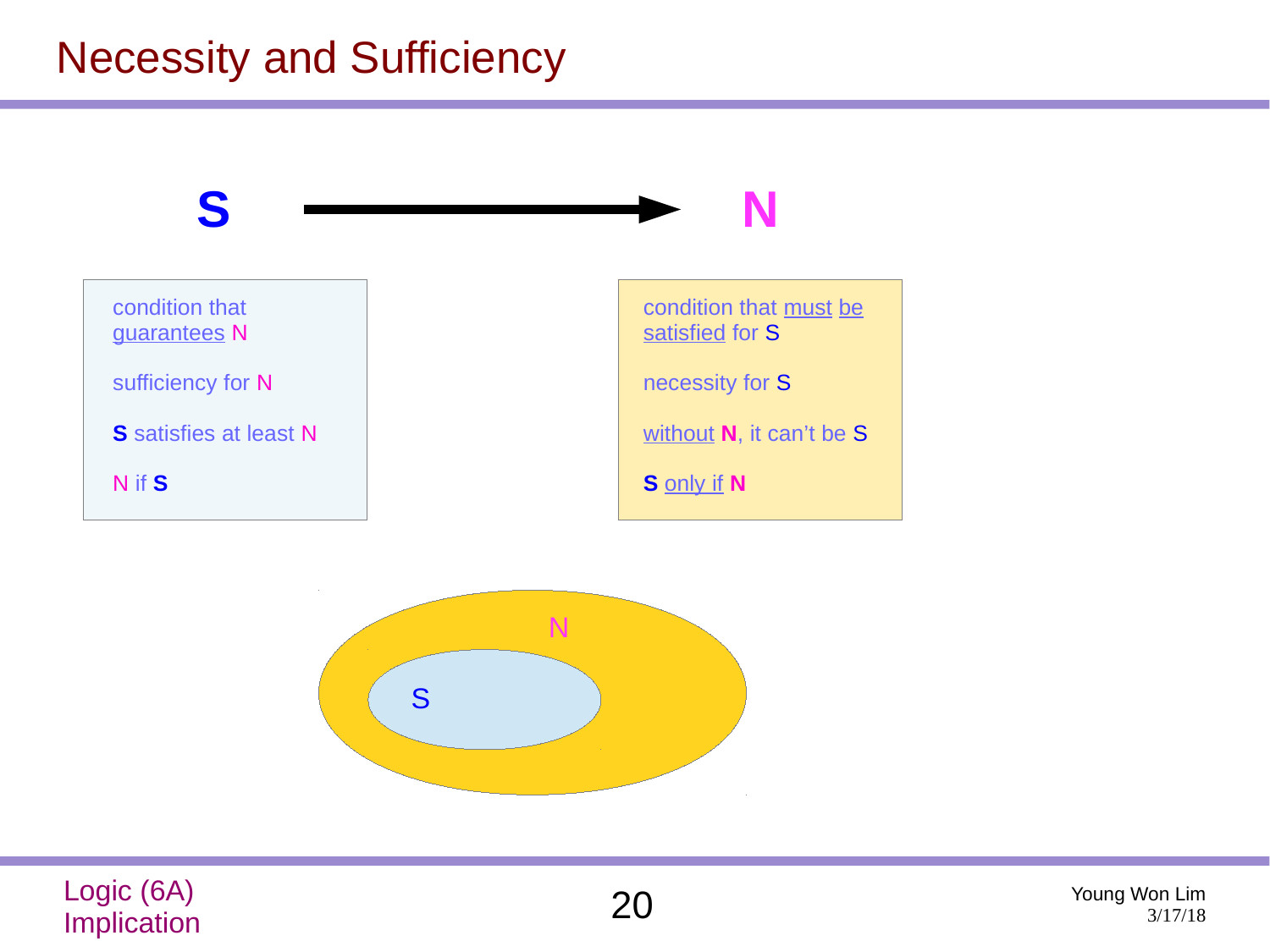# Necessity and Sufficiency

**S** ⟶ **N**

| S | N |
| --- | --- |
| condition that guarantees N | condition that must be satisfied for S |
| sufficiency for N | necessity for S |
| **S** satisfies at least N | without **N**, it can't be S |
| N if **S** | **S** only if **N** |

N

S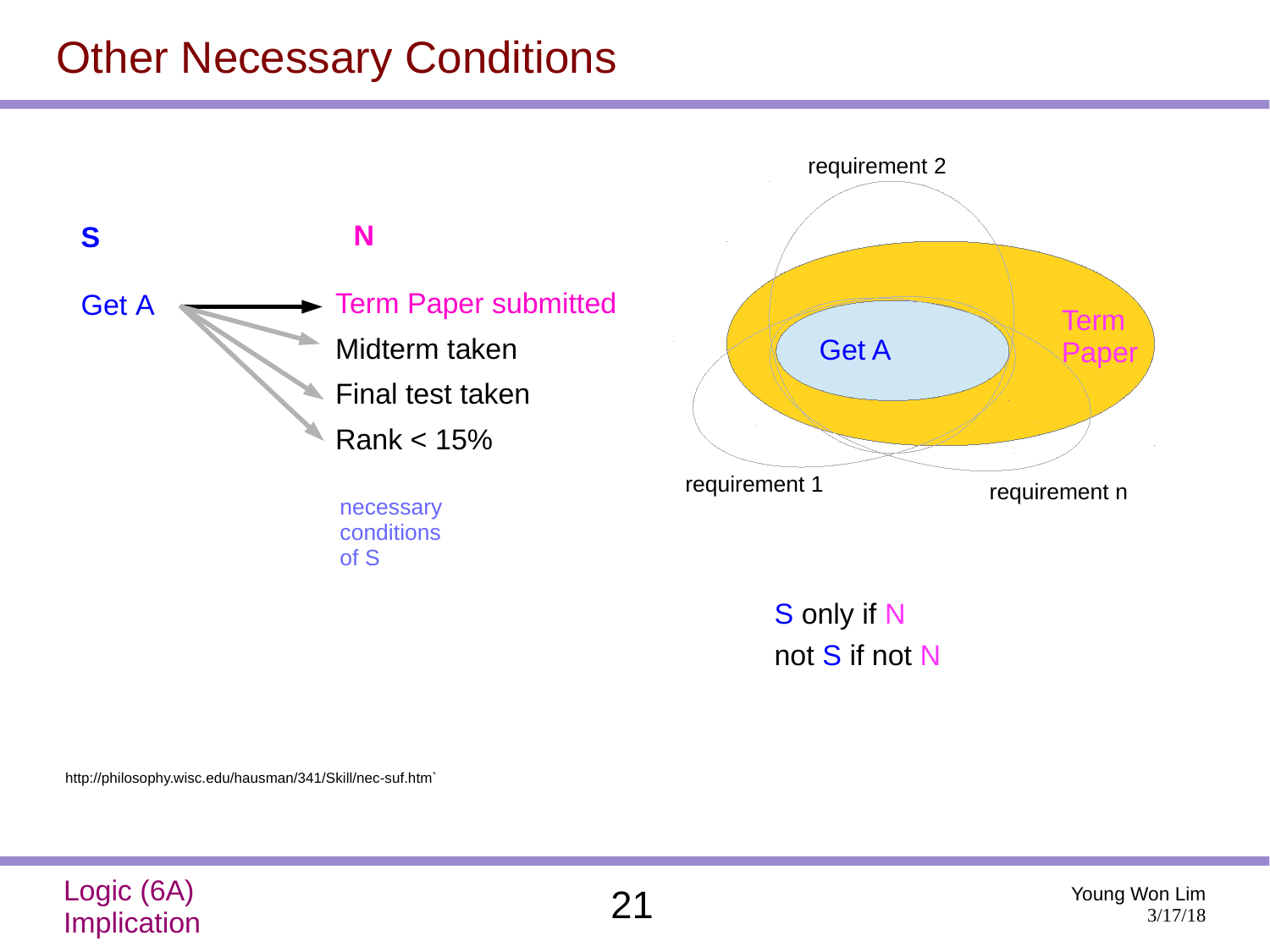# Other Necessary Conditions

**S** **N**

Get A → Term Paper submitted

Get A → Midterm taken

Get A → Final test taken

Get A → Rank < 15%

necessary conditions of S

requirement 2

Get A

Term Paper

requirement 1

requirement n

S only if N

not S if not N

http://philosophy.wisc.edu/hausman/341/Skill/nec-suf.htm`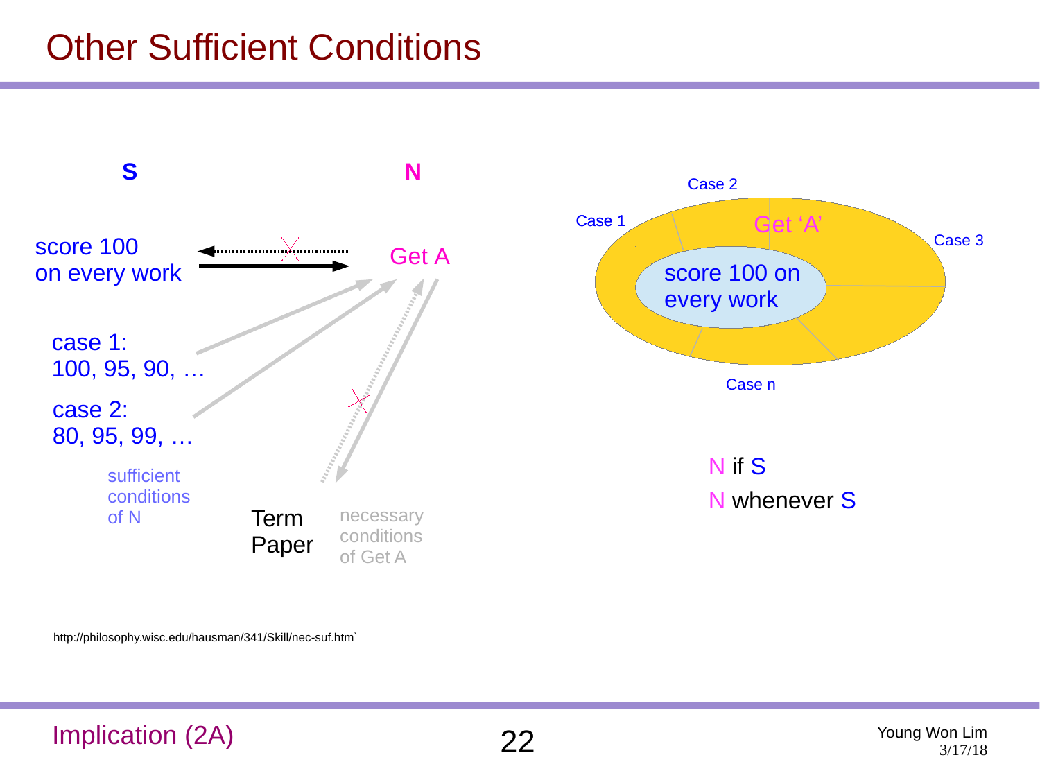# Other Sufficient Conditions

**S**

**N**

score 100 on every work

Get A

case 1: 100, 95, 90, …

case 2: 80, 95, 99, …

sufficient conditions of N

Term Paper

necessary conditions of Get A

Case 1

Case 2

Case 3

Case n

Get 'A'

score 100 on every work

N if S

N whenever S

http://philosophy.wisc.edu/hausman/341/Skill/nec-suf.htm`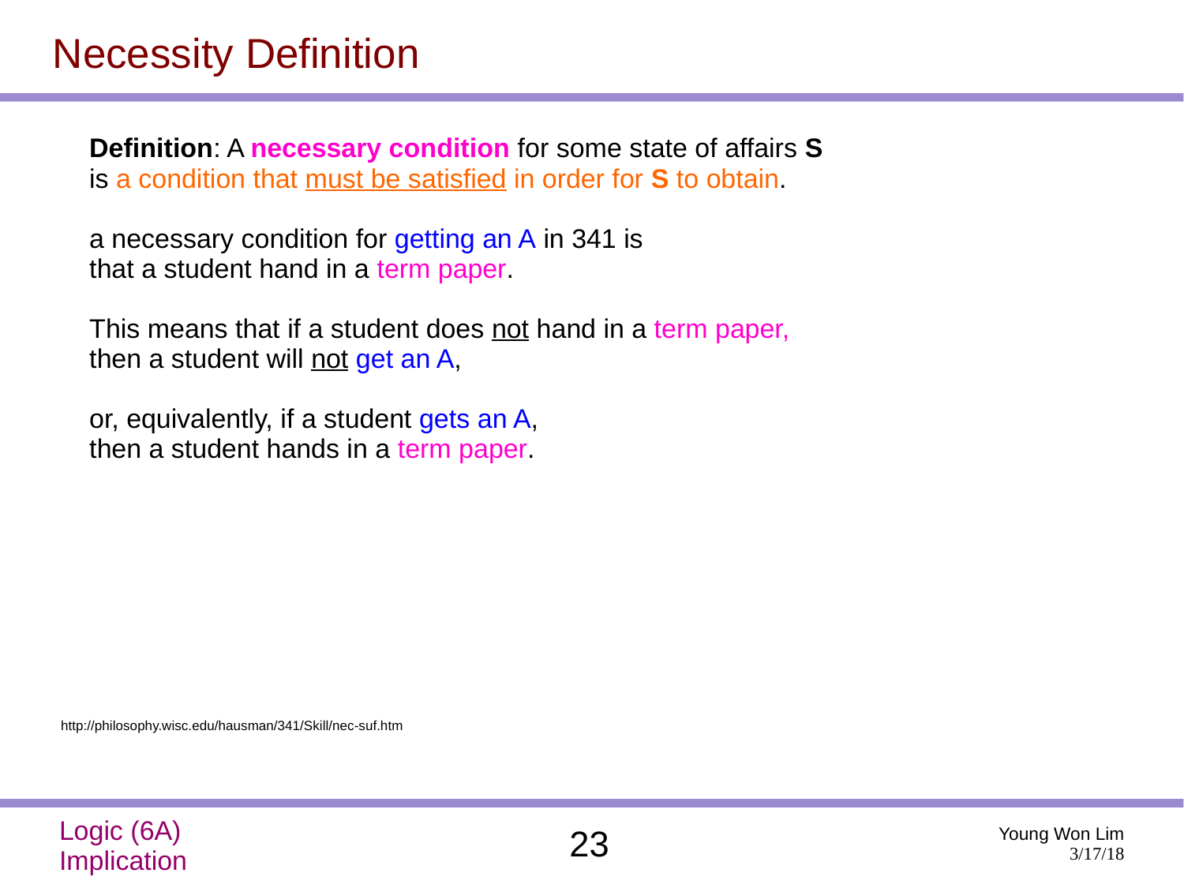# Necessity Definition

**Definition**: A **necessary condition** for some state of affairs **S** is a condition that must be satisfied in order for **S** to obtain.

a necessary condition for getting an A in 341 is that a student hand in a term paper.

This means that if a student does not hand in a term paper, then a student will not get an A,

or, equivalently, if a student gets an A, then a student hands in a term paper.

http://philosophy.wisc.edu/hausman/341/Skill/nec-suf.htm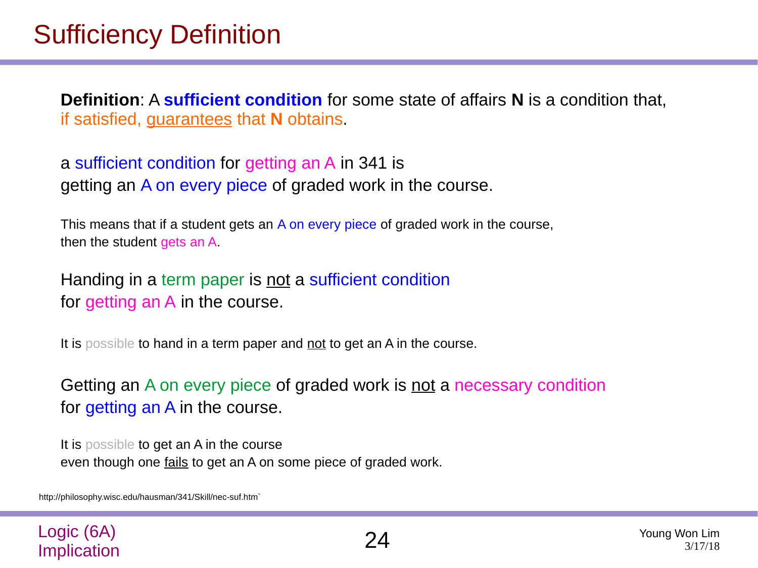# Sufficiency Definition

**Definition**: A **sufficient condition** for some state of affairs **N** is a condition that, if satisfied, guarantees that **N** obtains.

a sufficient condition for getting an A in 341 is
getting an A on every piece of graded work in the course.

This means that if a student gets an A on every piece of graded work in the course,
then the student gets an A.

Handing in a term paper is not a sufficient condition
for getting an A in the course.

It is possible to hand in a term paper and not to get an A in the course.

Getting an A on every piece of graded work is not a necessary condition
for getting an A in the course.

It is possible to get an A in the course
even though one fails to get an A on some piece of graded work.

http://philosophy.wisc.edu/hausman/341/Skill/nec-suf.htm`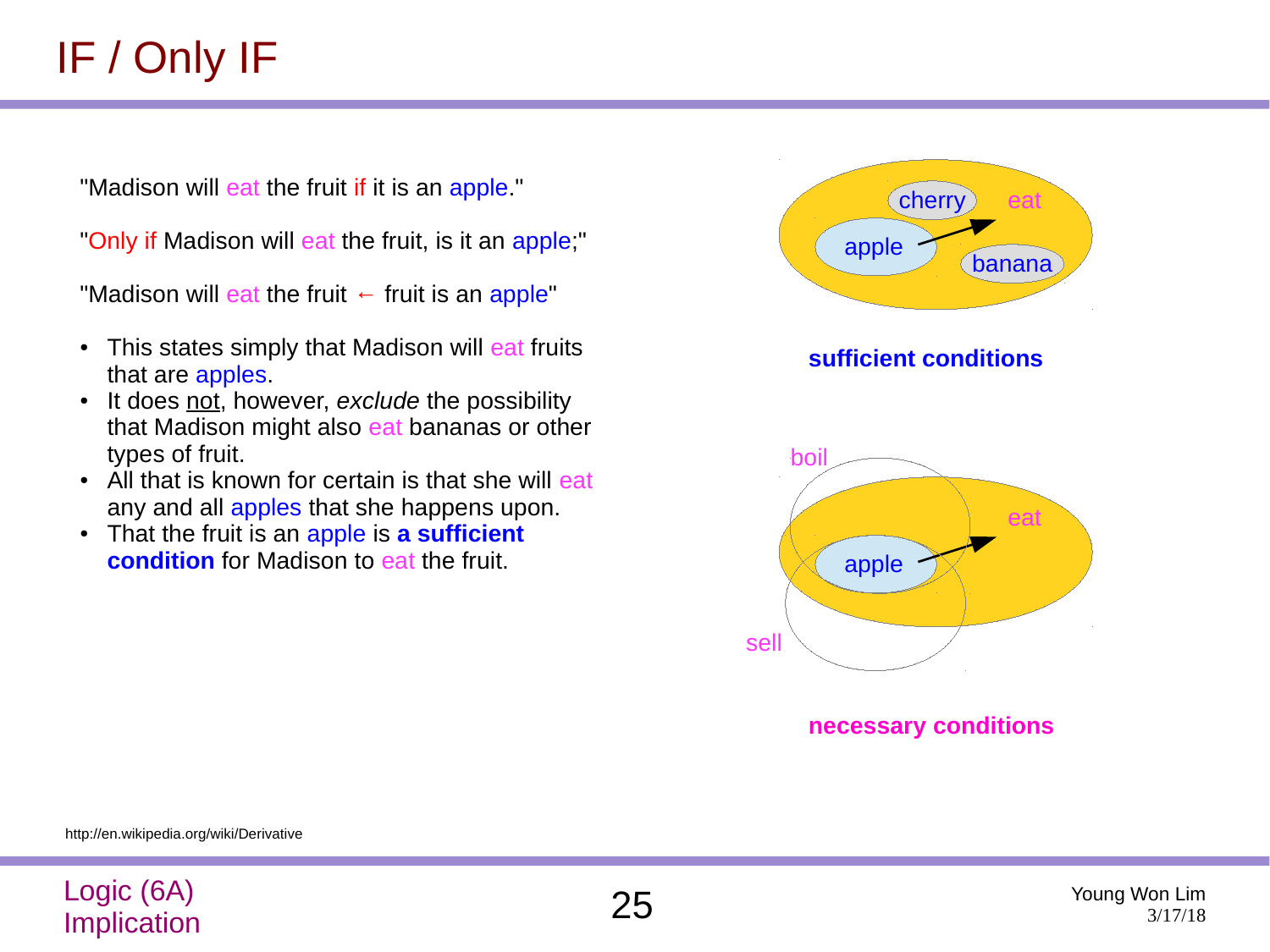# IF / Only IF

"Madison will eat the fruit if it is an apple."

"Only if Madison will eat the fruit, is it an apple;"

"Madison will eat the fruit ← fruit is an apple"

- This states simply that Madison will eat fruits that are apples.
- It does not, however, *exclude* the possibility that Madison might also eat bananas or other types of fruit.
- All that is known for certain is that she will eat any and all apples that she happens upon.
- That the fruit is an apple is **a sufficient condition** for Madison to eat the fruit.

cherry eat apple banana

**sufficient conditions**

boil eat apple sell

**necessary conditions**

http://en.wikipedia.org/wiki/Derivative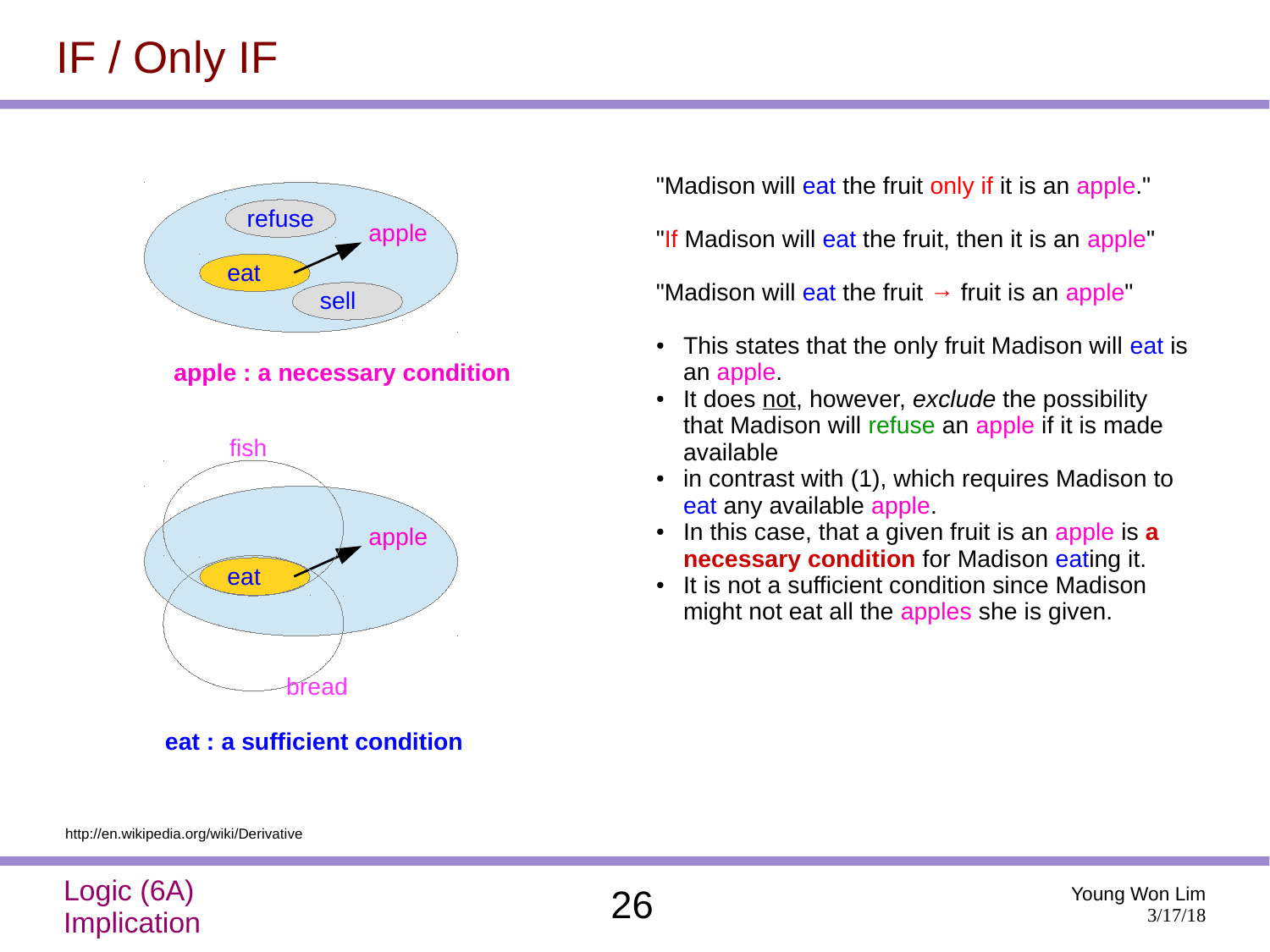# IF / Only IF

apple : a necessary condition

eat : a sufficient condition

"Madison will eat the fruit only if it is an apple."

"If Madison will eat the fruit, then it is an apple"

"Madison will eat the fruit → fruit is an apple"

- This states that the only fruit Madison will eat is an apple.
- It does not, however, *exclude* the possibility that Madison will refuse an apple if it is made available
- in contrast with (1), which requires Madison to eat any available apple.
- In this case, that a given fruit is an apple is **a necessary condition** for Madison eating it.
- It is not a sufficient condition since Madison might not eat all the apples she is given.

http://en.wikipedia.org/wiki/Derivative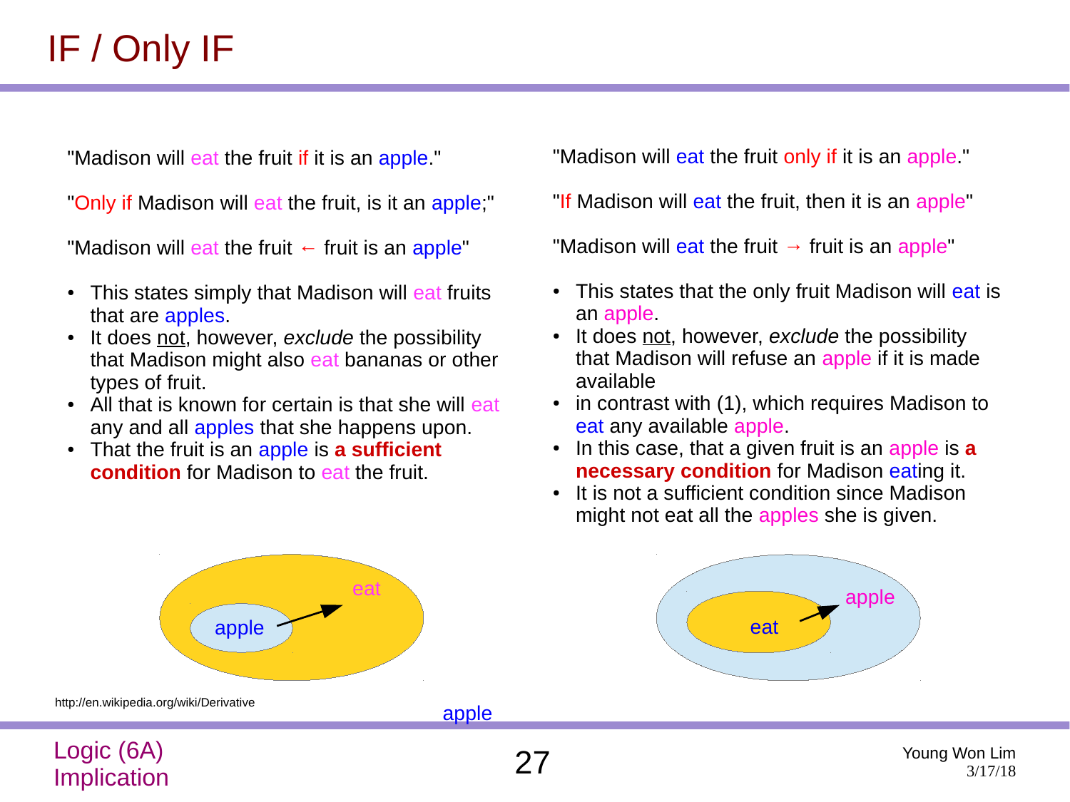# IF / Only IF

"Madison will eat the fruit if it is an apple."

"Only if Madison will eat the fruit, is it an apple;"

"Madison will eat the fruit ← fruit is an apple"

- This states simply that Madison will eat fruits that are apples.
- It does not, however, *exclude* the possibility that Madison might also eat bananas or other types of fruit.
- All that is known for certain is that she will eat any and all apples that she happens upon.
- That the fruit is an apple is **a sufficient condition** for Madison to eat the fruit.

"Madison will eat the fruit only if it is an apple."

"If Madison will eat the fruit, then it is an apple"

"Madison will eat the fruit → fruit is an apple"

- This states that the only fruit Madison will eat is an apple.
- It does not, however, *exclude* the possibility that Madison will refuse an apple if it is made available
- in contrast with (1), which requires Madison to eat any available apple.
- In this case, that a given fruit is an apple is **a necessary condition** for Madison eating it.
- It is not a sufficient condition since Madison might not eat all the apples she is given.

eat

apple

apple

eat

http://en.wikipedia.org/wiki/Derivative

apple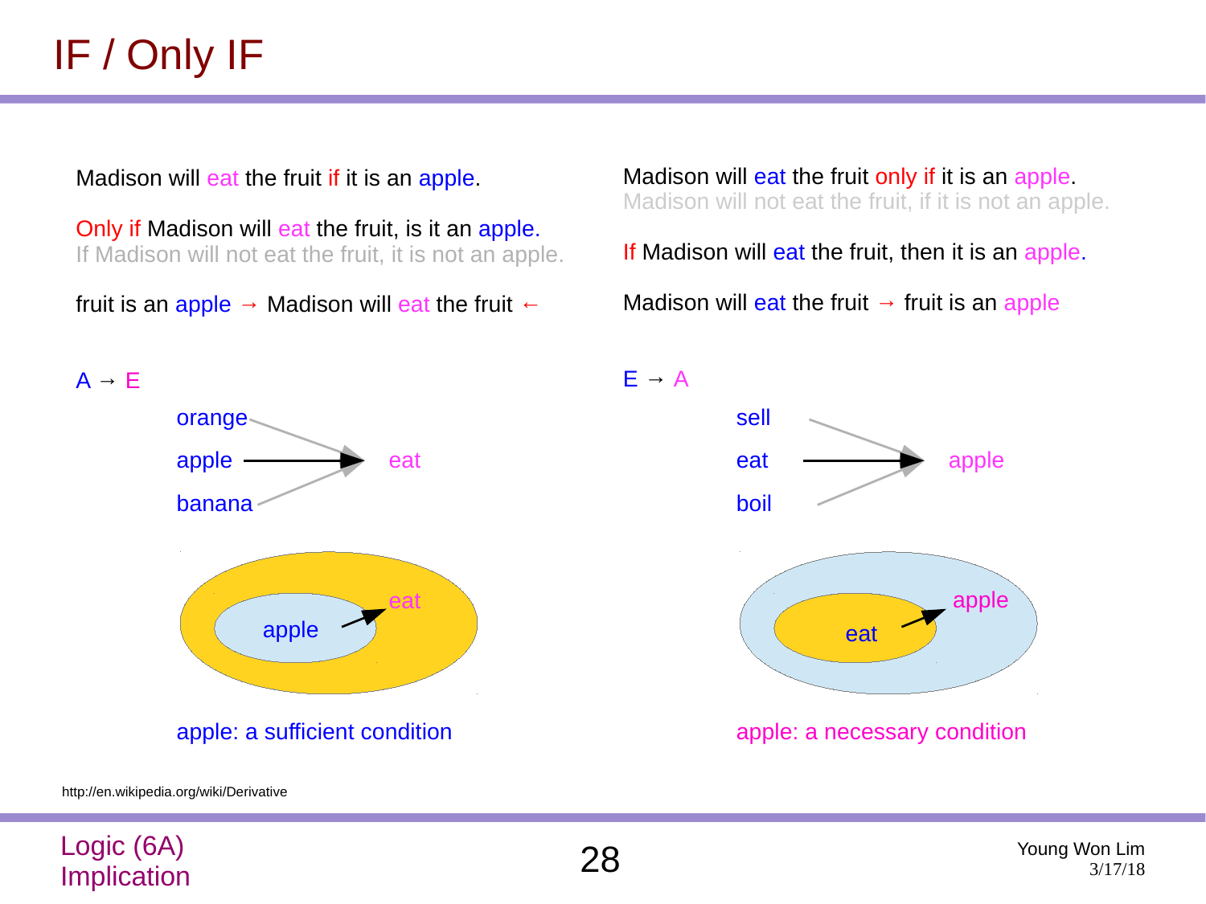# IF / Only IF

Madison will eat the fruit if it is an apple.

Only if Madison will eat the fruit, is it an apple.
If Madison will not eat the fruit, it is not an apple.

fruit is an apple → Madison will eat the fruit ←

A → E

orange
apple → eat
banana

apple → eat

apple: a sufficient condition

Madison will eat the fruit only if it is an apple.
Madison will not eat the fruit, if it is not an apple.

If Madison will eat the fruit, then it is an apple.

Madison will eat the fruit → fruit is an apple

E → A

sell
eat → apple
boil

eat → apple

apple: a necessary condition

http://en.wikipedia.org/wiki/Derivative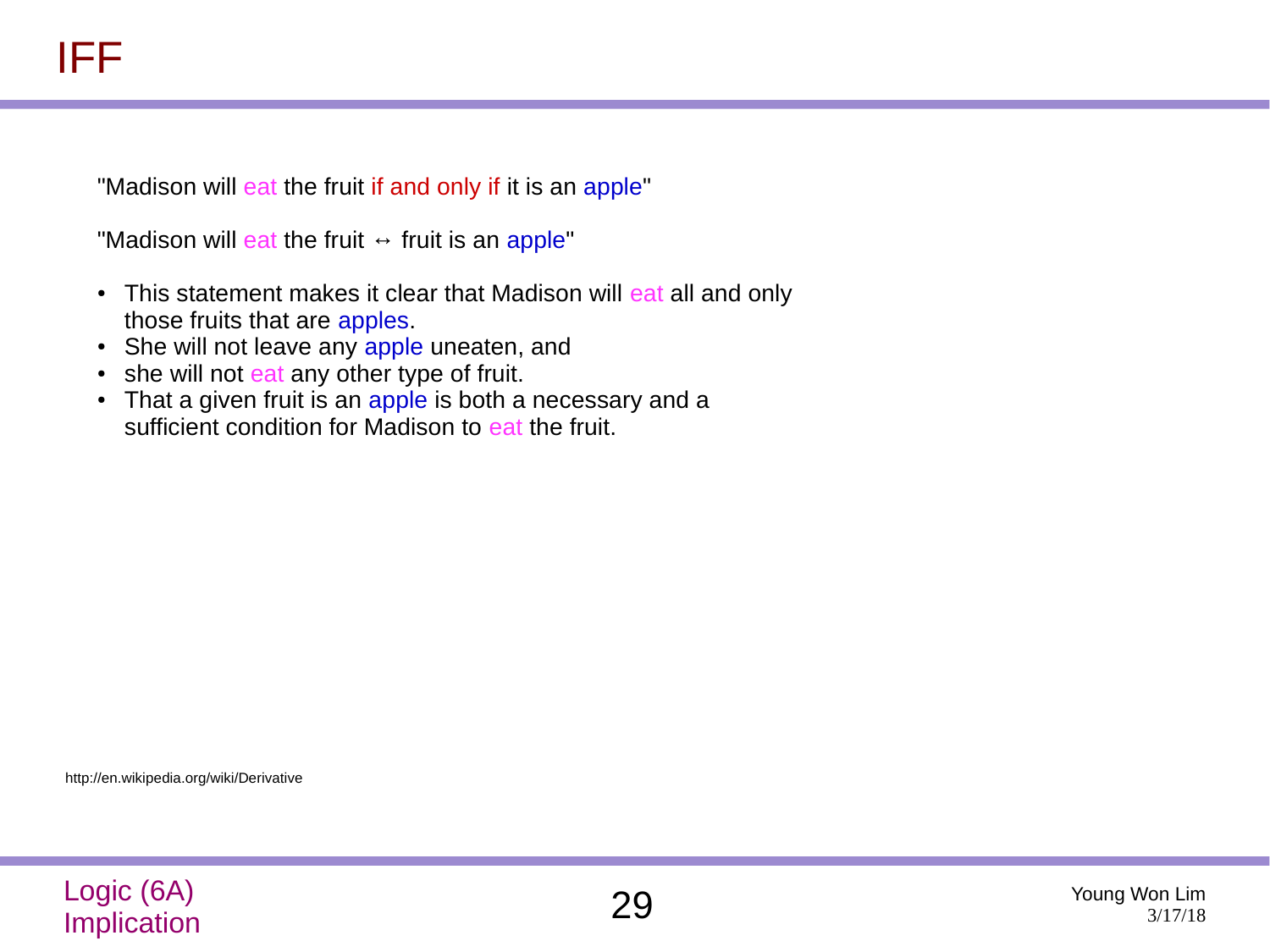# IFF

"Madison will eat the fruit if and only if it is an apple"

"Madison will eat the fruit $\leftrightarrow$ fruit is an apple"

- This statement makes it clear that Madison will eat all and only those fruits that are apples.
- She will not leave any apple uneaten, and
- she will not eat any other type of fruit.
- That a given fruit is an apple is both a necessary and a sufficient condition for Madison to eat the fruit.

http://en.wikipedia.org/wiki/Derivative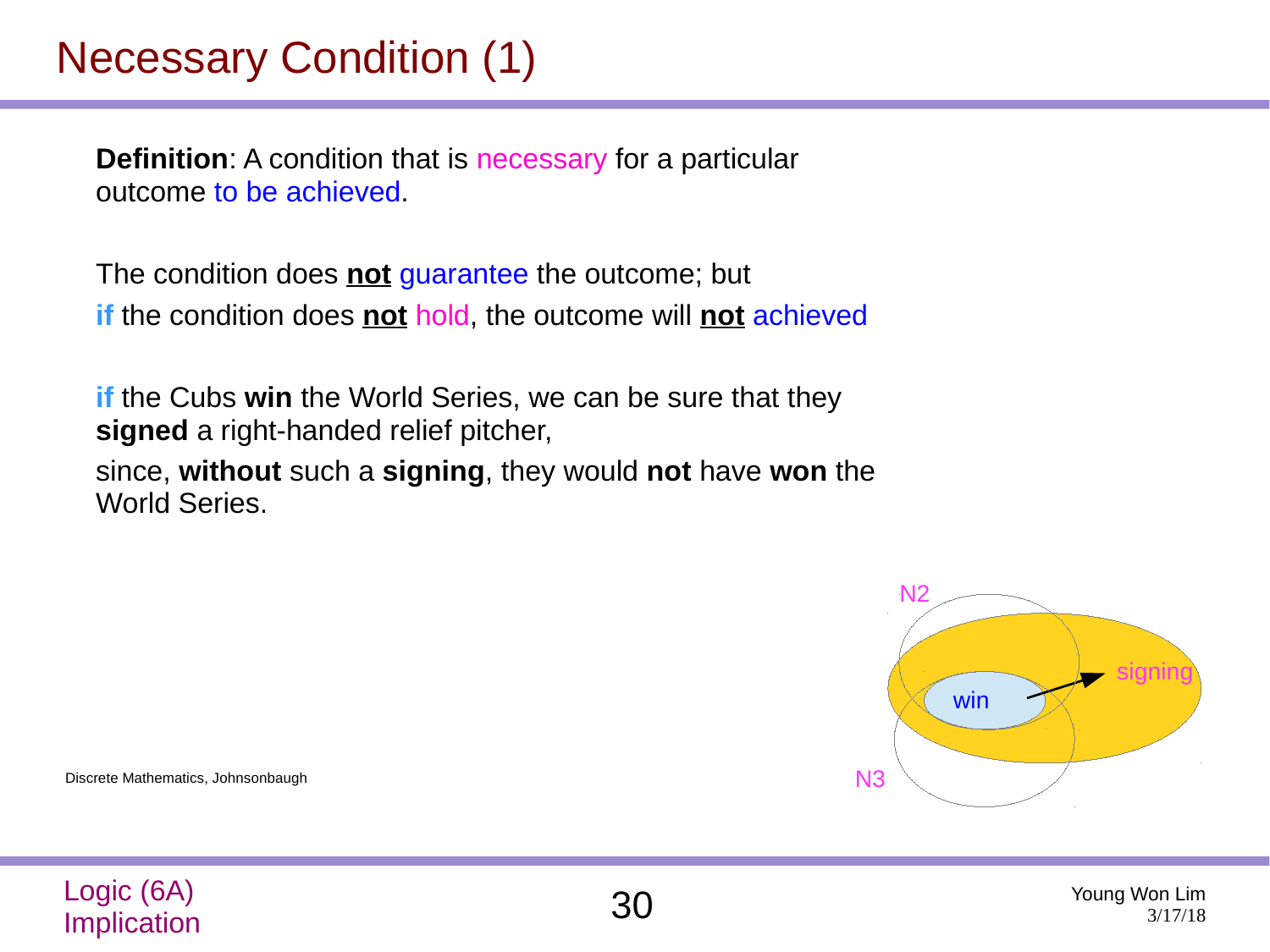# Necessary Condition (1)

**Definition**: A condition that is necessary for a particular outcome to be achieved.

The condition does **not** guarantee the outcome; but
**if** the condition does **not** hold, the outcome will **not** achieved

**if** the Cubs **win** the World Series, we can be sure that they **signed** a right-handed relief pitcher,
since, **without** such a **signing**, they would **not** have **won** the World Series.

N2

signing

win

N3

Discrete Mathematics, Johnsonbaugh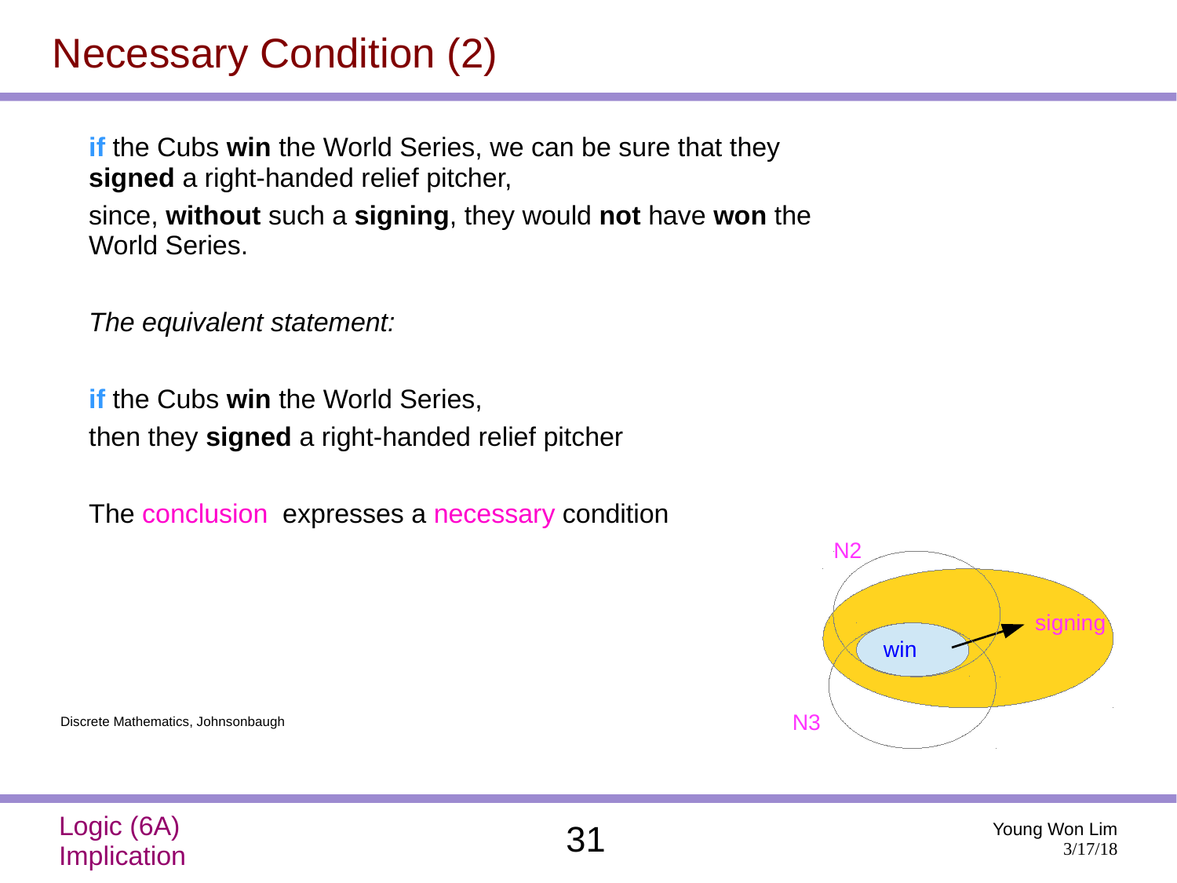# Necessary Condition (2)

**if** the Cubs **win** the World Series, we can be sure that they **signed** a right-handed relief pitcher,

since, **without** such a **signing**, they would **not** have **won** the World Series.

*The equivalent statement:*

**if** the Cubs **win** the World Series,

then they **signed** a right-handed relief pitcher

The conclusion expresses a necessary condition

Discrete Mathematics, Johnsonbaugh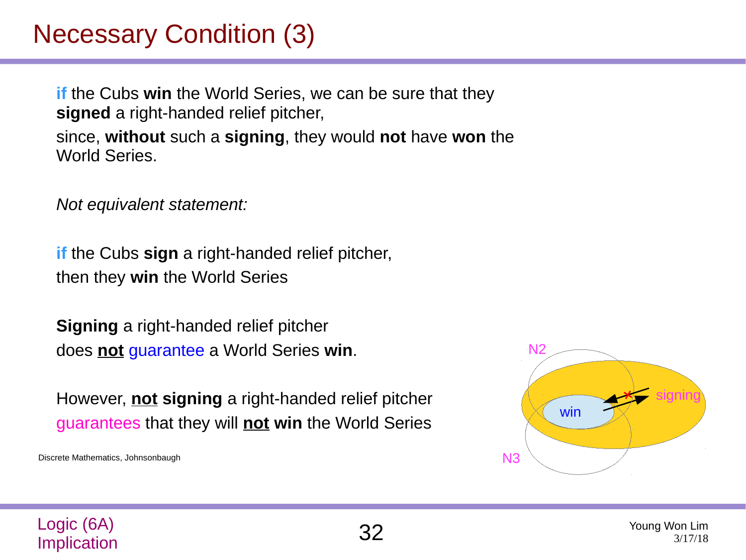# Necessary Condition (3)

**if** the Cubs **win** the World Series, we can be sure that they **signed** a right-handed relief pitcher,

since, **without** such a **signing**, they would **not** have **won** the World Series.

*Not equivalent statement:*

**if** the Cubs **sign** a right-handed relief pitcher, then they **win** the World Series

**Signing** a right-handed relief pitcher does **not** guarantee a World Series **win**.

However, **not** **signing** a right-handed relief pitcher guarantees that they will **not** **win** the World Series

Discrete Mathematics, Johnsonbaugh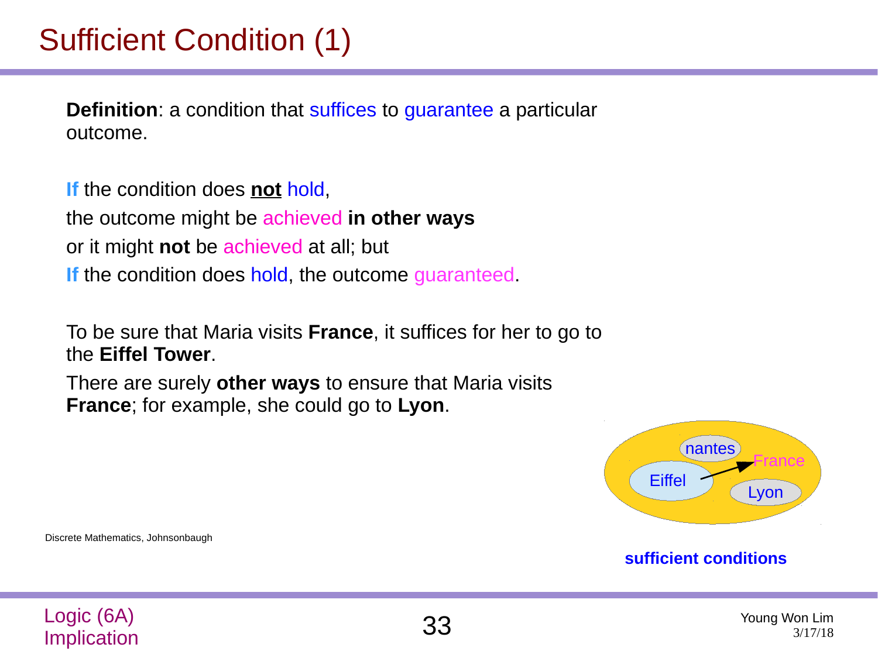# Sufficient Condition (1)

**Definition**: a condition that suffices to guarantee a particular outcome.

If the condition does **not** hold,
the outcome might be achieved **in other ways**
or it might **not** be achieved at all; but
If the condition does hold, the outcome guaranteed.

To be sure that Maria visits **France**, it suffices for her to go to the **Eiffel Tower**.

There are surely **other ways** to ensure that Maria visits **France**; for example, she could go to **Lyon**.

nantes
France
Eiffel
Lyon

**sufficient conditions**

Discrete Mathematics, Johnsonbaugh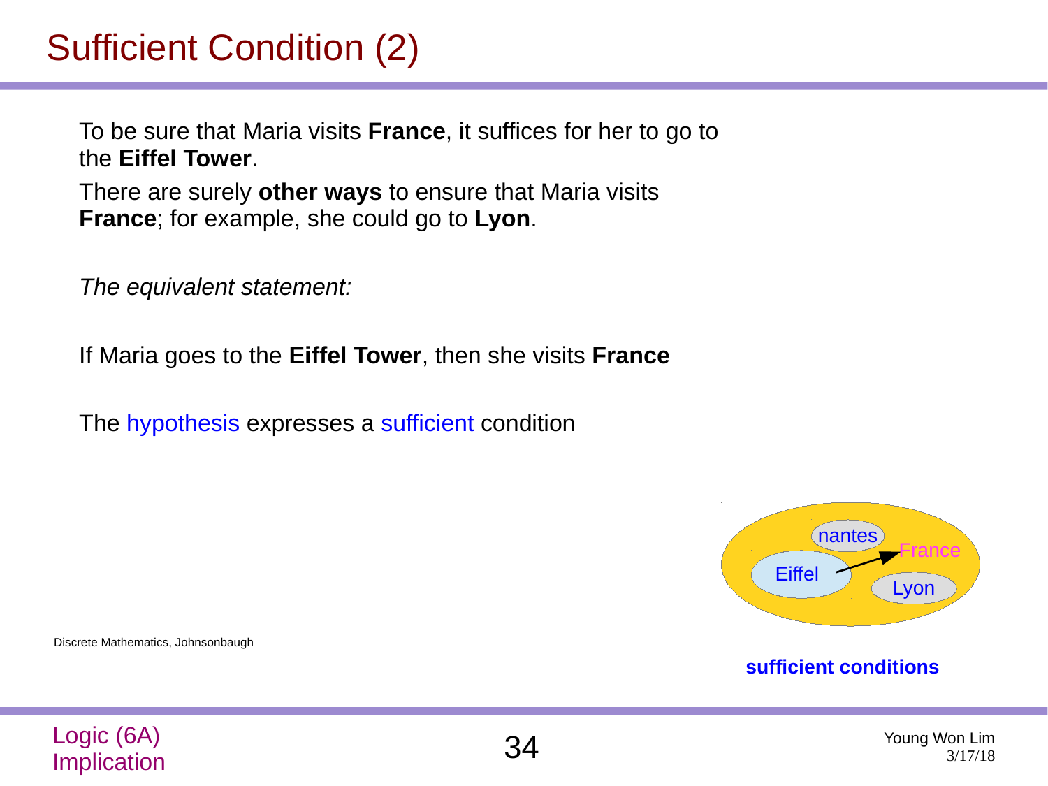# Sufficient Condition (2)

To be sure that Maria visits **France**, it suffices for her to go to the **Eiffel Tower**.

There are surely **other ways** to ensure that Maria visits **France**; for example, she could go to **Lyon**.

*The equivalent statement:*

If Maria goes to the **Eiffel Tower**, then she visits **France**

The hypothesis expresses a sufficient condition

nantes

France

Eiffel

Lyon

**sufficient conditions**

Discrete Mathematics, Johnsonbaugh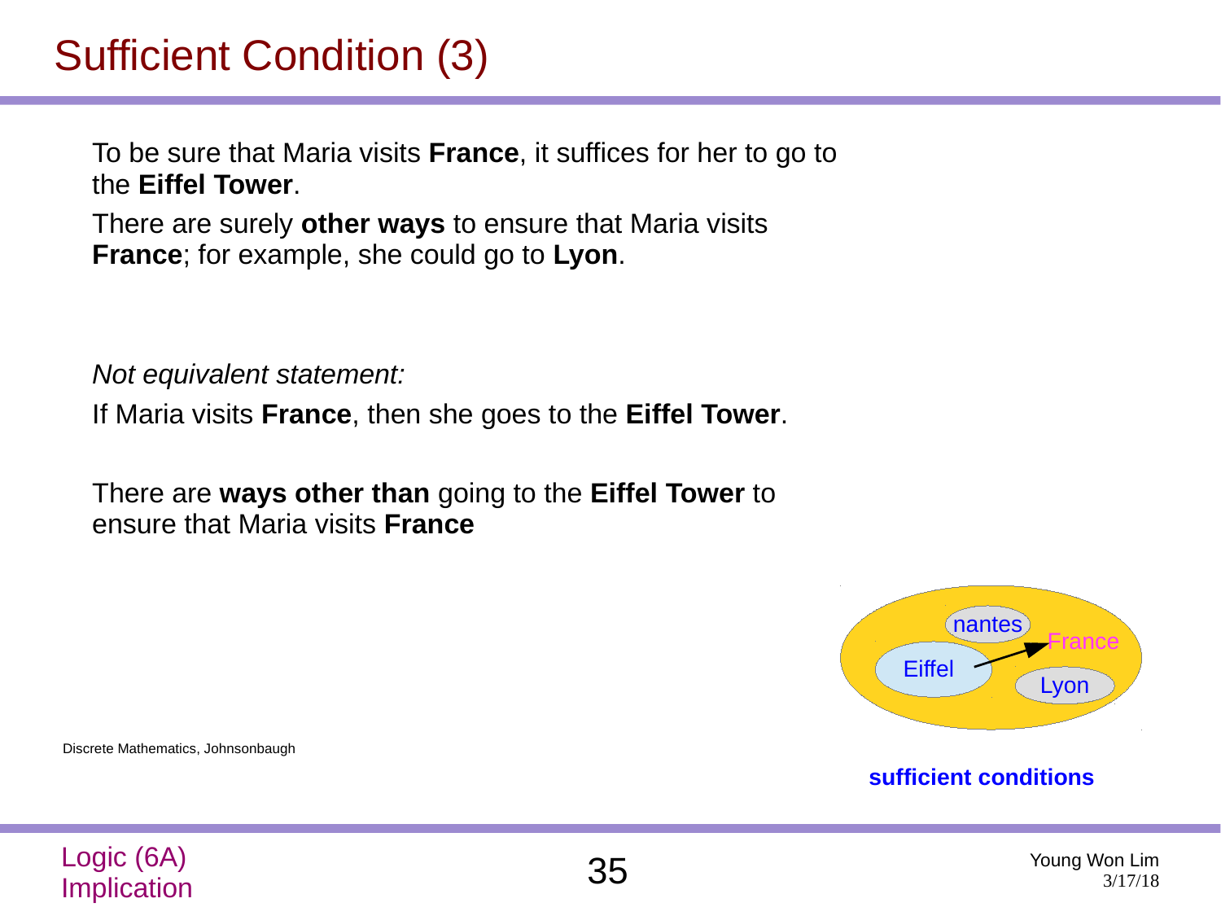# Sufficient Condition (3)

To be sure that Maria visits **France**, it suffices for her to go to the **Eiffel Tower**.

There are surely **other ways** to ensure that Maria visits **France**; for example, she could go to **Lyon**.

*Not equivalent statement:*

If Maria visits **France**, then she goes to the **Eiffel Tower**.

There are **ways other than** going to the **Eiffel Tower** to ensure that Maria visits **France**

nantes

France

Eiffel

Lyon

**sufficient conditions**

Discrete Mathematics, Johnsonbaugh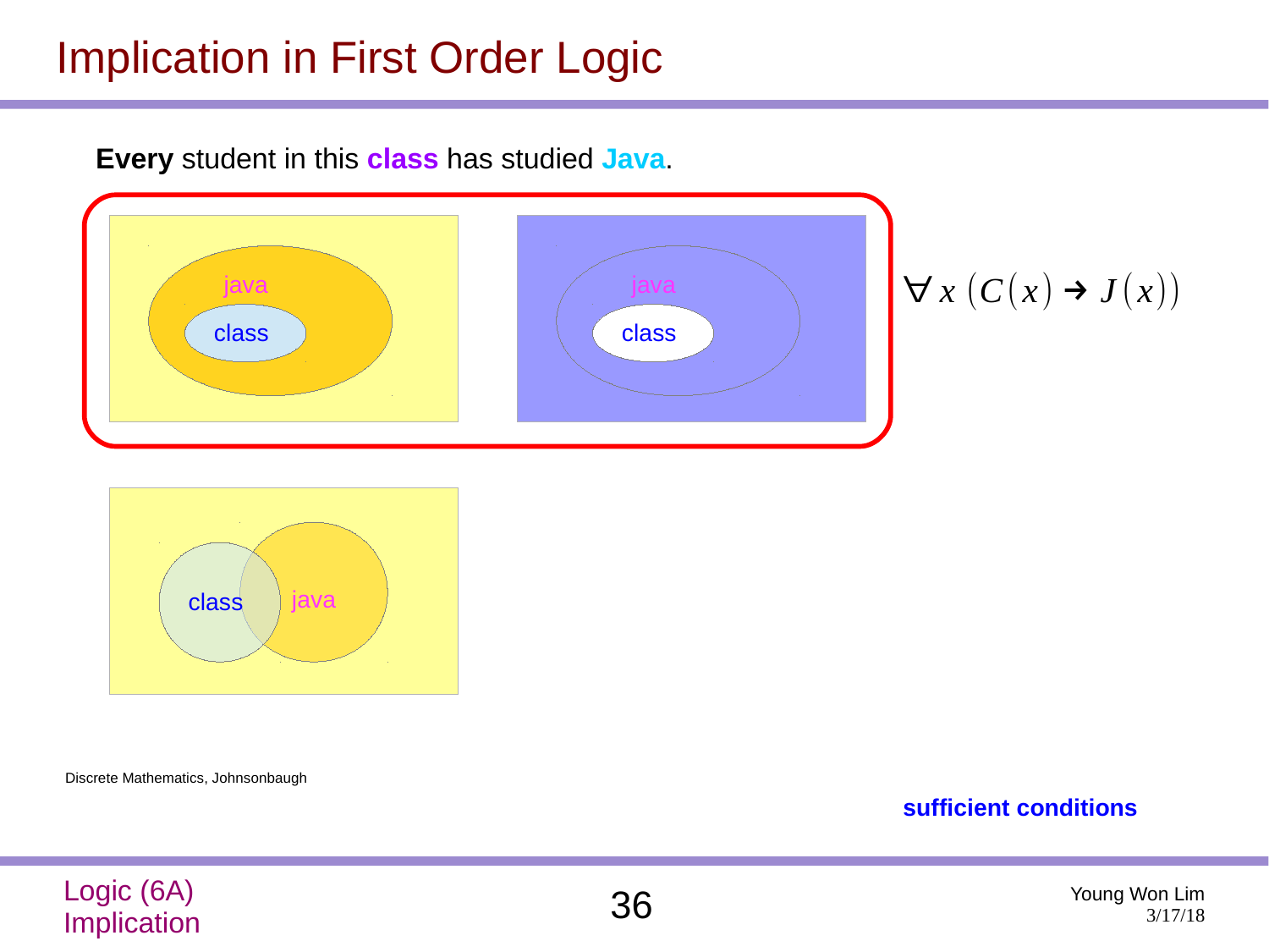# Implication in First Order Logic

**Every** student in this **class** has studied **Java**.

java

class

java

class

$\forall x\ (C(x) \rightarrow J(x))$

class

java

Discrete Mathematics, Johnsonbaugh

**sufficient conditions**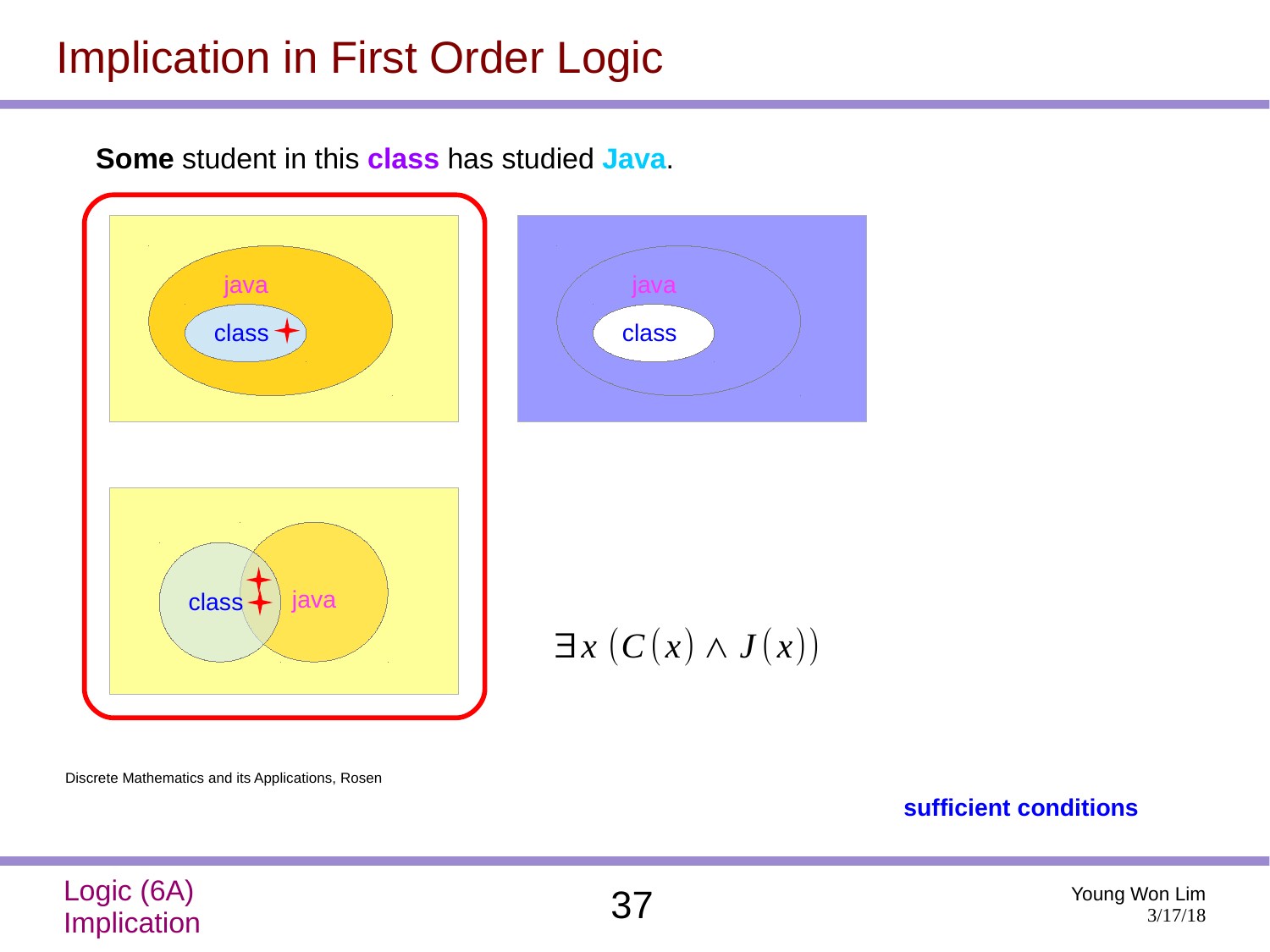# Implication in First Order Logic

**Some** student in this **class** has studied **Java**.

java

class

java

class

class

java

$$\exists x \, (C(x) \wedge J(x))$$

Discrete Mathematics and its Applications, Rosen

**sufficient conditions**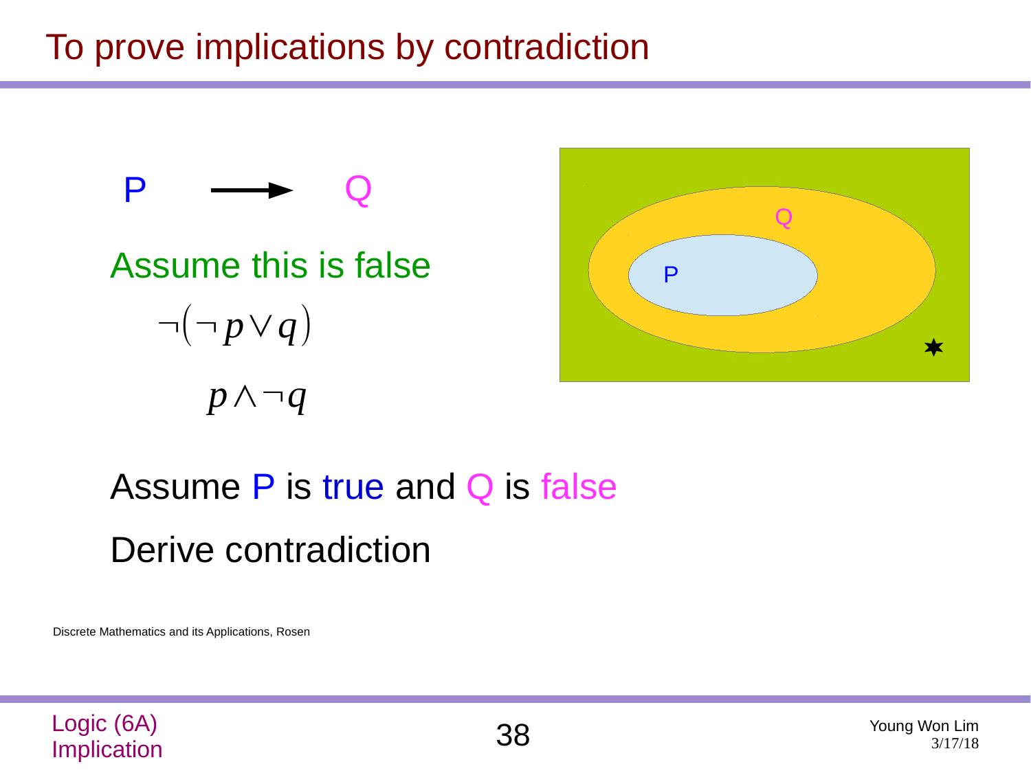# To prove implications by contradiction

P ⟶ Q

Assume this is false

$$\neg(\neg p \lor q)$$

$$p \land \neg q$$

Assume P is true and Q is false

Derive contradiction

Discrete Mathematics and its Applications, Rosen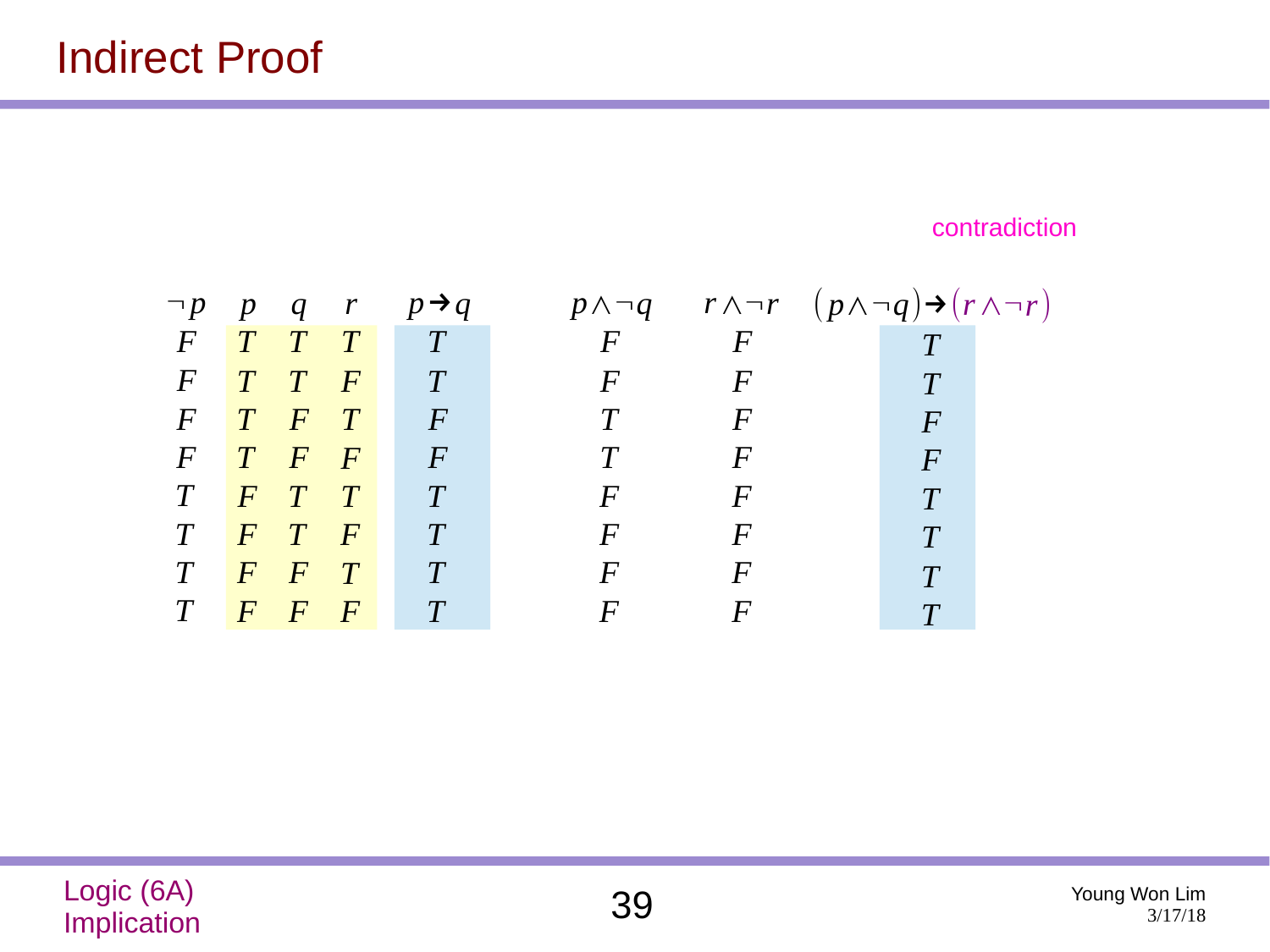# Indirect Proof

contradiction

| $\neg p$ | $p$ | $q$ | $r$ | $p \rightarrow q$ | $p \wedge \neg q$ | $r \wedge \neg r$ | $(p \wedge \neg q) \rightarrow (r \wedge \neg r)$ |
|---|---|---|---|---|---|---|---|
| F | T | T | T | T | F | F | T |
| F | T | T | F | T | F | F | T |
| F | T | F | T | F | T | F | F |
| F | T | F | F | F | T | F | F |
| T | F | T | T | T | F | F | T |
| T | F | T | F | T | F | F | T |
| T | F | F | T | T | F | F | T |
| T | F | F | F | T | F | F | T |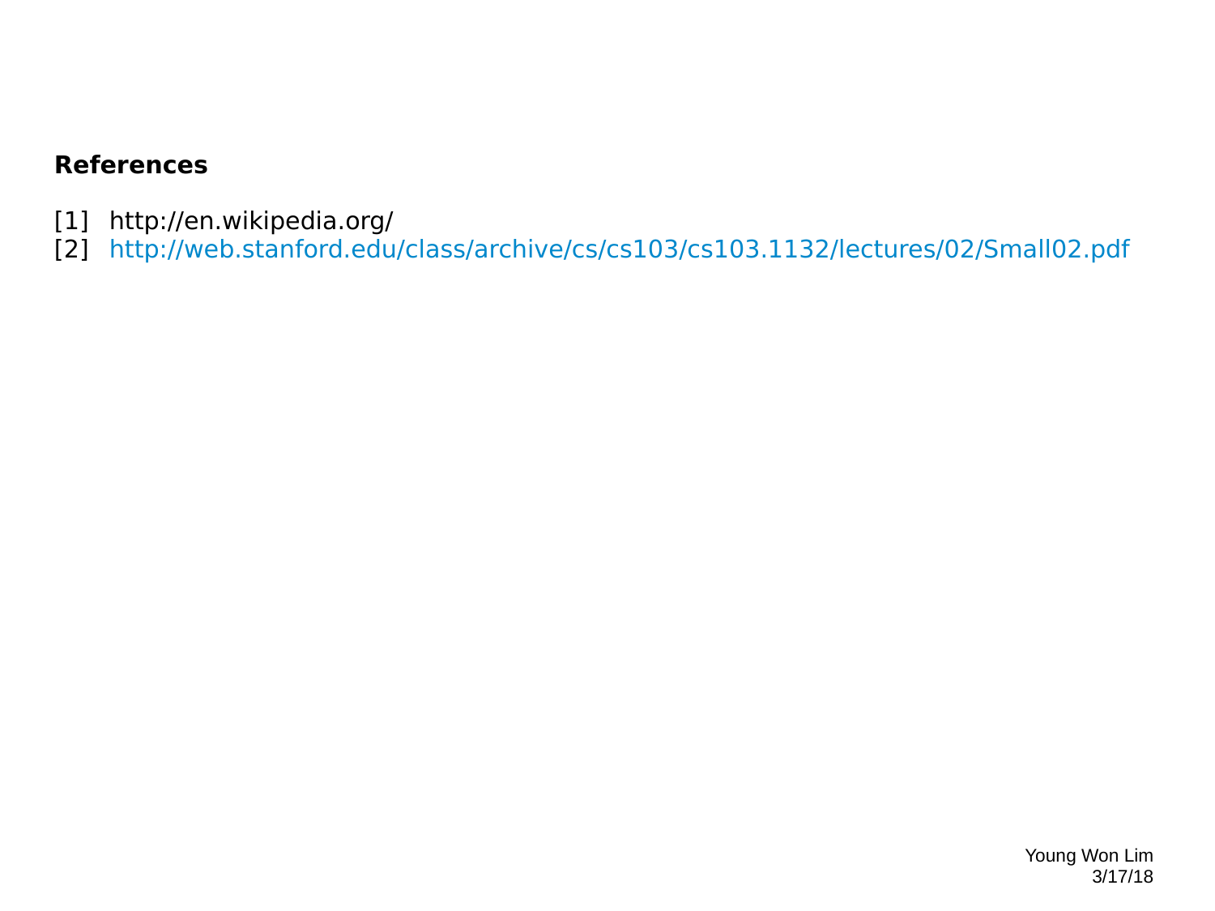**References**

[1] http://en.wikipedia.org/
[2] http://web.stanford.edu/class/archive/cs/cs103/cs103.1132/lectures/02/Small02.pdf